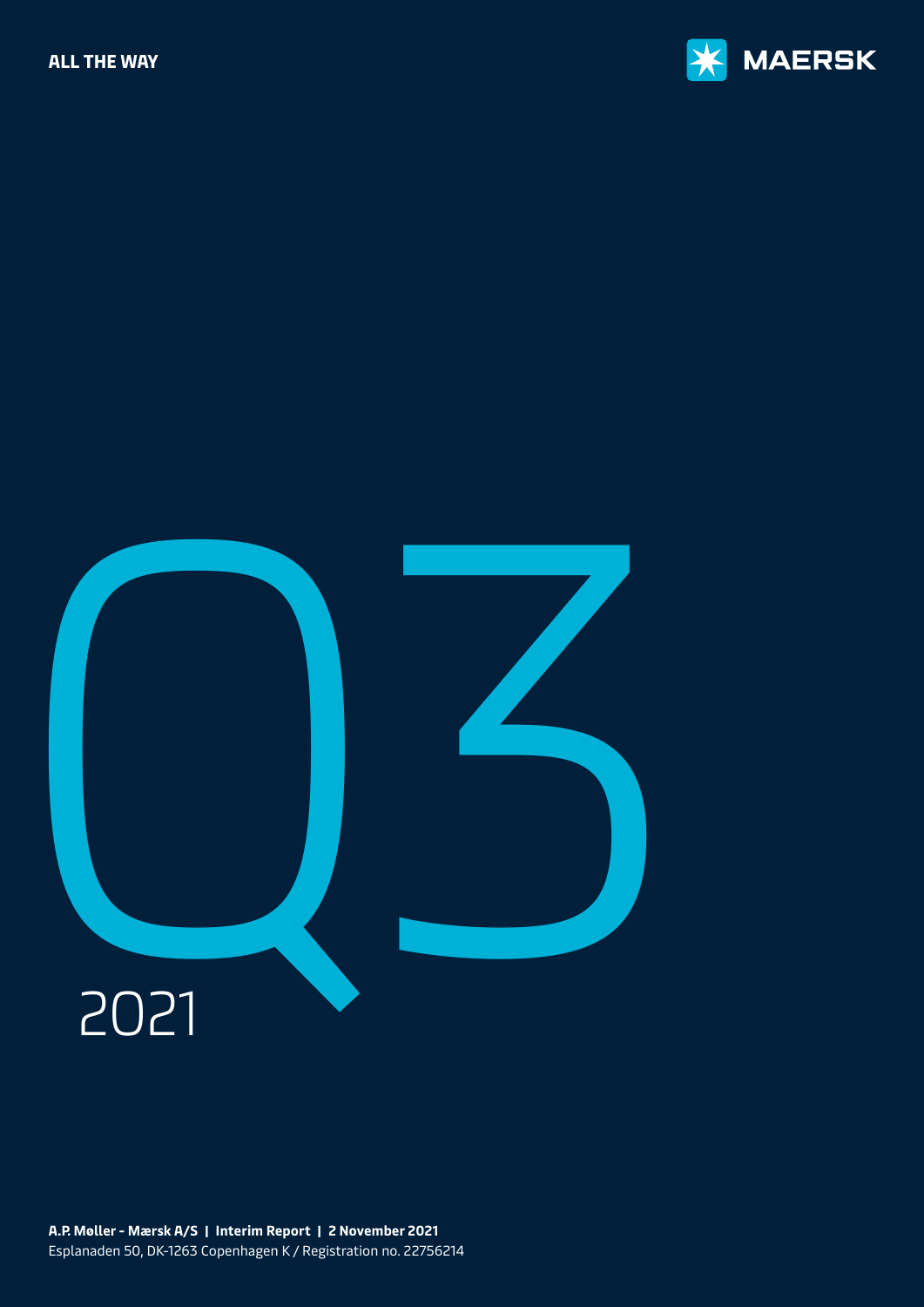ALL THE WAY

MAERSK

# Q3

2021

**A.P. Møller - Mærsk A/S | Interim Report | 2 November 2021**
Esplanaden 50, DK-1263 Copenhagen K / Registration no. 22756214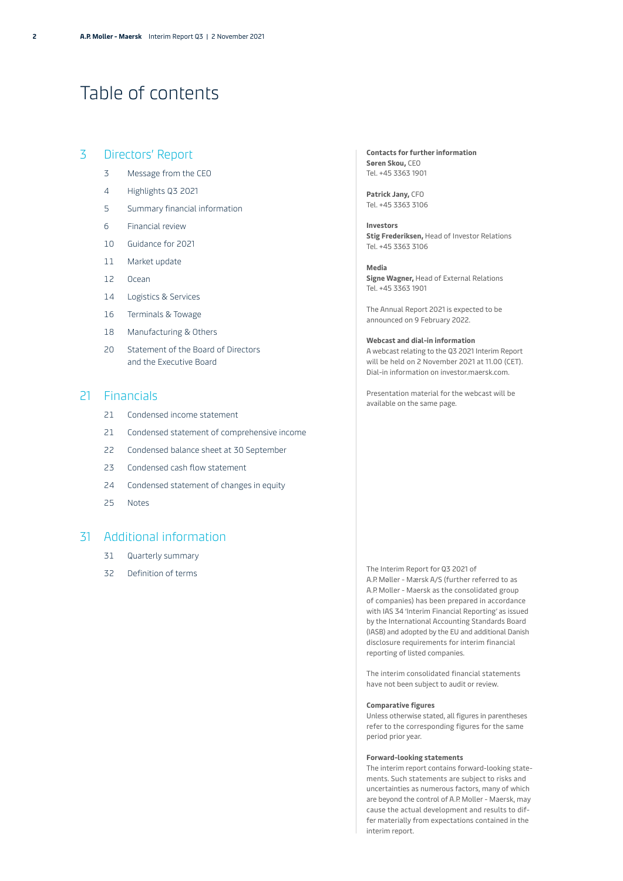# Table of contents

## 3 Directors' Report

- 3 Message from the CEO
- 4 Highlights Q3 2021
- 5 Summary financial information
- 6 Financial review
- 10 Guidance for 2021
- 11 Market update
- 12 Ocean
- 14 Logistics & Services
- 16 Terminals & Towage
- 18 Manufacturing & Others
- 20 Statement of the Board of Directors and the Executive Board

## 21 Financials

- 21 Condensed income statement
- 21 Condensed statement of comprehensive income
- 22 Condensed balance sheet at 30 September
- 23 Condensed cash flow statement
- 24 Condensed statement of changes in equity
- 25 Notes

## 31 Additional information

- 31 Quarterly summary
- 32 Definition of terms

**Contacts for further information**
**Søren Skou,** CEO
Tel. +45 3363 1901

**Patrick Jany,** CFO
Tel. +45 3363 3106

**Investors**
**Stig Frederiksen,** Head of Investor Relations
Tel. +45 3363 3106

**Media**
**Signe Wagner,** Head of External Relations
Tel. +45 3363 1901

The Annual Report 2021 is expected to be announced on 9 February 2022.

**Webcast and dial-in information**
A webcast relating to the Q3 2021 Interim Report will be held on 2 November 2021 at 11.00 (CET). Dial-in information on investor.maersk.com.

Presentation material for the webcast will be available on the same page.

The Interim Report for Q3 2021 of A.P. Møller - Mærsk A/S (further referred to as A.P. Moller - Maersk as the consolidated group of companies) has been prepared in accordance with IAS 34 'Interim Financial Reporting' as issued by the International Accounting Standards Board (IASB) and adopted by the EU and additional Danish disclosure requirements for interim financial reporting of listed companies.

The interim consolidated financial statements have not been subject to audit or review.

**Comparative figures**
Unless otherwise stated, all figures in parentheses refer to the corresponding figures for the same period prior year.

**Forward-looking statements**
The interim report contains forward-looking statements. Such statements are subject to risks and uncertainties as numerous factors, many of which are beyond the control of A.P. Moller - Maersk, may cause the actual development and results to differ materially from expectations contained in the interim report.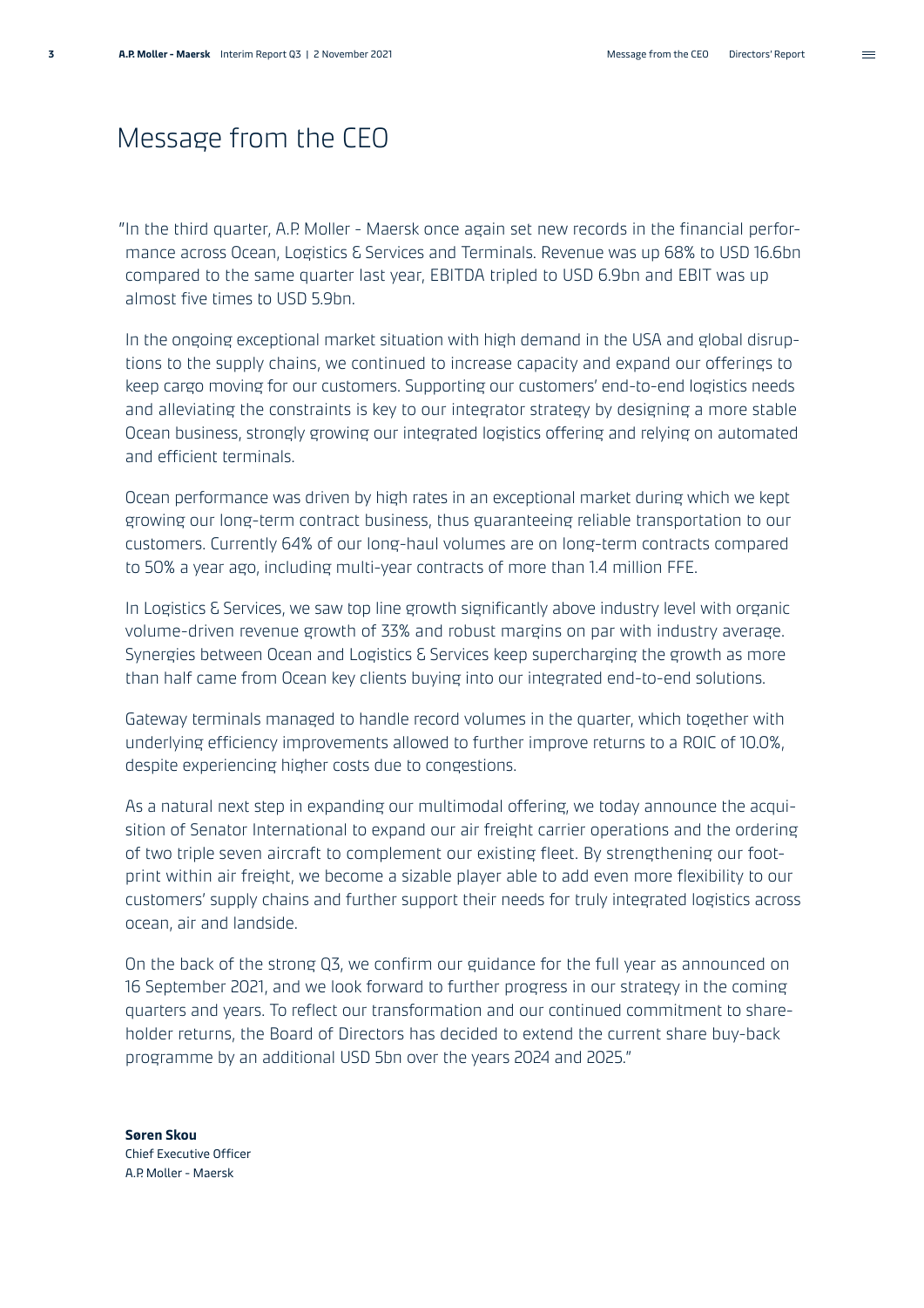# Message from the CEO

"In the third quarter, A.P. Moller - Maersk once again set new records in the financial performance across Ocean, Logistics & Services and Terminals. Revenue was up 68% to USD 16.6bn compared to the same quarter last year, EBITDA tripled to USD 6.9bn and EBIT was up almost five times to USD 5.9bn.

In the ongoing exceptional market situation with high demand in the USA and global disruptions to the supply chains, we continued to increase capacity and expand our offerings to keep cargo moving for our customers. Supporting our customers' end-to-end logistics needs and alleviating the constraints is key to our integrator strategy by designing a more stable Ocean business, strongly growing our integrated logistics offering and relying on automated and efficient terminals.

Ocean performance was driven by high rates in an exceptional market during which we kept growing our long-term contract business, thus guaranteeing reliable transportation to our customers. Currently 64% of our long-haul volumes are on long-term contracts compared to 50% a year ago, including multi-year contracts of more than 1.4 million FFE.

In Logistics & Services, we saw top line growth significantly above industry level with organic volume-driven revenue growth of 33% and robust margins on par with industry average. Synergies between Ocean and Logistics & Services keep supercharging the growth as more than half came from Ocean key clients buying into our integrated end-to-end solutions.

Gateway terminals managed to handle record volumes in the quarter, which together with underlying efficiency improvements allowed to further improve returns to a ROIC of 10.0%, despite experiencing higher costs due to congestions.

As a natural next step in expanding our multimodal offering, we today announce the acquisition of Senator International to expand our air freight carrier operations and the ordering of two triple seven aircraft to complement our existing fleet. By strengthening our footprint within air freight, we become a sizable player able to add even more flexibility to our customers' supply chains and further support their needs for truly integrated logistics across ocean, air and landside.

On the back of the strong Q3, we confirm our guidance for the full year as announced on 16 September 2021, and we look forward to further progress in our strategy in the coming quarters and years. To reflect our transformation and our continued commitment to shareholder returns, the Board of Directors has decided to extend the current share buy-back programme by an additional USD 5bn over the years 2024 and 2025."

**Søren Skou**
Chief Executive Officer
A.P. Moller - Maersk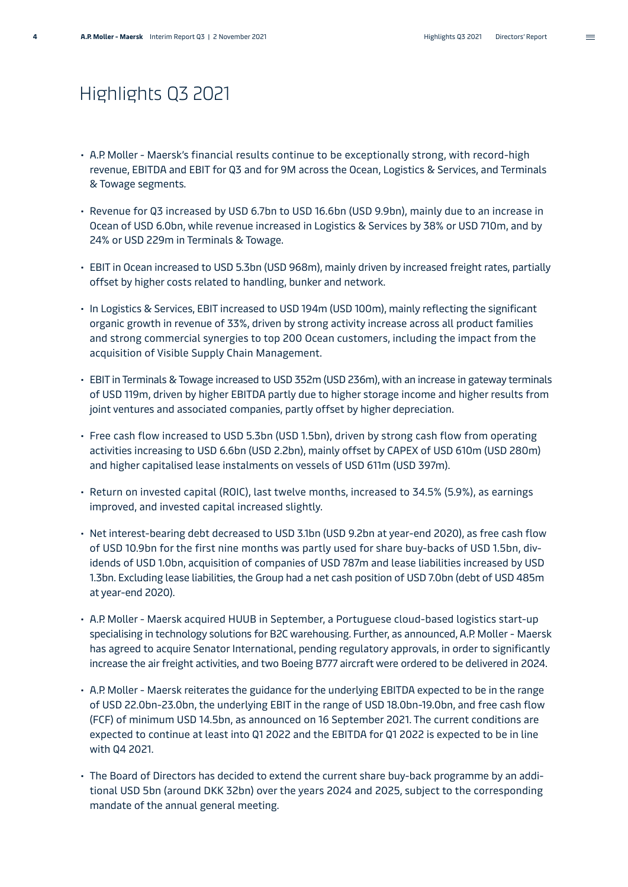# Highlights Q3 2021

- A.P. Moller - Maersk's financial results continue to be exceptionally strong, with record-high revenue, EBITDA and EBIT for Q3 and for 9M across the Ocean, Logistics & Services, and Terminals & Towage segments.
- Revenue for Q3 increased by USD 6.7bn to USD 16.6bn (USD 9.9bn), mainly due to an increase in Ocean of USD 6.0bn, while revenue increased in Logistics & Services by 38% or USD 710m, and by 24% or USD 229m in Terminals & Towage.
- EBIT in Ocean increased to USD 5.3bn (USD 968m), mainly driven by increased freight rates, partially offset by higher costs related to handling, bunker and network.
- In Logistics & Services, EBIT increased to USD 194m (USD 100m), mainly reflecting the significant organic growth in revenue of 33%, driven by strong activity increase across all product families and strong commercial synergies to top 200 Ocean customers, including the impact from the acquisition of Visible Supply Chain Management.
- EBIT in Terminals & Towage increased to USD 352m (USD 236m), with an increase in gateway terminals of USD 119m, driven by higher EBITDA partly due to higher storage income and higher results from joint ventures and associated companies, partly offset by higher depreciation.
- Free cash flow increased to USD 5.3bn (USD 1.5bn), driven by strong cash flow from operating activities increasing to USD 6.6bn (USD 2.2bn), mainly offset by CAPEX of USD 610m (USD 280m) and higher capitalised lease instalments on vessels of USD 611m (USD 397m).
- Return on invested capital (ROIC), last twelve months, increased to 34.5% (5.9%), as earnings improved, and invested capital increased slightly.
- Net interest-bearing debt decreased to USD 3.1bn (USD 9.2bn at year-end 2020), as free cash flow of USD 10.9bn for the first nine months was partly used for share buy-backs of USD 1.5bn, dividends of USD 1.0bn, acquisition of companies of USD 787m and lease liabilities increased by USD 1.3bn. Excluding lease liabilities, the Group had a net cash position of USD 7.0bn (debt of USD 485m at year-end 2020).
- A.P. Moller - Maersk acquired HUUB in September, a Portuguese cloud-based logistics start-up specialising in technology solutions for B2C warehousing. Further, as announced, A.P. Moller - Maersk has agreed to acquire Senator International, pending regulatory approvals, in order to significantly increase the air freight activities, and two Boeing B777 aircraft were ordered to be delivered in 2024.
- A.P. Moller - Maersk reiterates the guidance for the underlying EBITDA expected to be in the range of USD 22.0bn-23.0bn, the underlying EBIT in the range of USD 18.0bn-19.0bn, and free cash flow (FCF) of minimum USD 14.5bn, as announced on 16 September 2021. The current conditions are expected to continue at least into Q1 2022 and the EBITDA for Q1 2022 is expected to be in line with Q4 2021.
- The Board of Directors has decided to extend the current share buy-back programme by an additional USD 5bn (around DKK 32bn) over the years 2024 and 2025, subject to the corresponding mandate of the annual general meeting.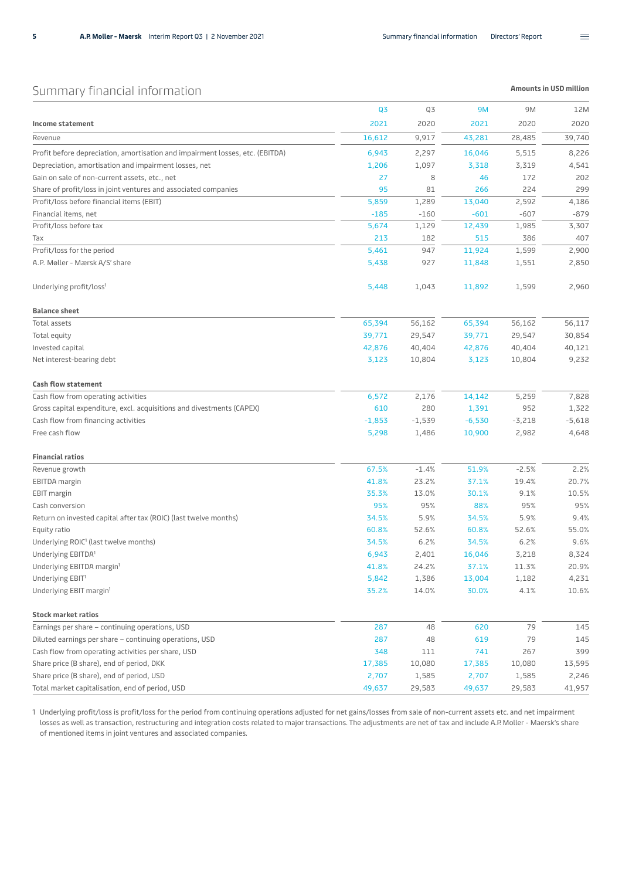## Summary financial information

**Amounts in USD million**

| Income statement | Q3 2021 | Q3 2020 | 9M 2021 | 9M 2020 | 12M 2020 |
|---|---|---|---|---|---|
| Revenue | 16,612 | 9,917 | 43,281 | 28,485 | 39,740 |
| Profit before depreciation, amortisation and impairment losses, etc. (EBITDA) | 6,943 | 2,297 | 16,046 | 5,515 | 8,226 |
| Depreciation, amortisation and impairment losses, net | 1,206 | 1,097 | 3,318 | 3,319 | 4,541 |
| Gain on sale of non-current assets, etc., net | 27 | 8 | 46 | 172 | 202 |
| Share of profit/loss in joint ventures and associated companies | 95 | 81 | 266 | 224 | 299 |
| Profit/loss before financial items (EBIT) | 5,859 | 1,289 | 13,040 | 2,592 | 4,186 |
| Financial items, net | -185 | -160 | -601 | -607 | -879 |
| Profit/loss before tax | 5,674 | 1,129 | 12,439 | 1,985 | 3,307 |
| Tax | 213 | 182 | 515 | 386 | 407 |
| Profit/loss for the period | 5,461 | 947 | 11,924 | 1,599 | 2,900 |
| A.P. Møller - Mærsk A/S' share | 5,438 | 927 | 11,848 | 1,551 | 2,850 |
| | | | | | |
| Underlying profit/loss[1] | 5,448 | 1,043 | 11,892 | 1,599 | 2,960 |
| | | | | | |
| **Balance sheet** | | | | | |
| Total assets | 65,394 | 56,162 | 65,394 | 56,162 | 56,117 |
| Total equity | 39,771 | 29,547 | 39,771 | 29,547 | 30,854 |
| Invested capital | 42,876 | 40,404 | 42,876 | 40,404 | 40,121 |
| Net interest-bearing debt | 3,123 | 10,804 | 3,123 | 10,804 | 9,232 |
| | | | | | |
| **Cash flow statement** | | | | | |
| Cash flow from operating activities | 6,572 | 2,176 | 14,142 | 5,259 | 7,828 |
| Gross capital expenditure, excl. acquisitions and divestments (CAPEX) | 610 | 280 | 1,391 | 952 | 1,322 |
| Cash flow from financing activities | -1,853 | -1,539 | -6,530 | -3,218 | -5,618 |
| Free cash flow | 5,298 | 1,486 | 10,900 | 2,982 | 4,648 |
| | | | | | |
| **Financial ratios** | | | | | |
| Revenue growth | 67.5% | -1.4% | 51.9% | -2.5% | 2.2% |
| EBITDA margin | 41.8% | 23.2% | 37.1% | 19.4% | 20.7% |
| EBIT margin | 35.3% | 13.0% | 30.1% | 9.1% | 10.5% |
| Cash conversion | 95% | 95% | 88% | 95% | 95% |
| Return on invested capital after tax (ROIC) (last twelve months) | 34.5% | 5.9% | 34.5% | 5.9% | 9.4% |
| Equity ratio | 60.8% | 52.6% | 60.8% | 52.6% | 55.0% |
| Underlying ROIC[1] (last twelve months) | 34.5% | 6.2% | 34.5% | 6.2% | 9.6% |
| Underlying EBITDA[1] | 6,943 | 2,401 | 16,046 | 3,218 | 8,324 |
| Underlying EBITDA margin[1] | 41.8% | 24.2% | 37.1% | 11.3% | 20.9% |
| Underlying EBIT[1] | 5,842 | 1,386 | 13,004 | 1,182 | 4,231 |
| Underlying EBIT margin[1] | 35.2% | 14.0% | 30.0% | 4.1% | 10.6% |
| | | | | | |
| **Stock market ratios** | | | | | |
| Earnings per share – continuing operations, USD | 287 | 48 | 620 | 79 | 145 |
| Diluted earnings per share – continuing operations, USD | 287 | 48 | 619 | 79 | 145 |
| Cash flow from operating activities per share, USD | 348 | 111 | 741 | 267 | 399 |
| Share price (B share), end of period, DKK | 17,385 | 10,080 | 17,385 | 10,080 | 13,595 |
| Share price (B share), end of period, USD | 2,707 | 1,585 | 2,707 | 1,585 | 2,246 |
| Total market capitalisation, end of period, USD | 49,637 | 29,583 | 49,637 | 29,583 | 41,957 |

1 Underlying profit/loss is profit/loss for the period from continuing operations adjusted for net gains/losses from sale of non-current assets etc. and net impairment losses as well as transaction, restructuring and integration costs related to major transactions. The adjustments are net of tax and include A.P. Moller - Maersk's share of mentioned items in joint ventures and associated companies.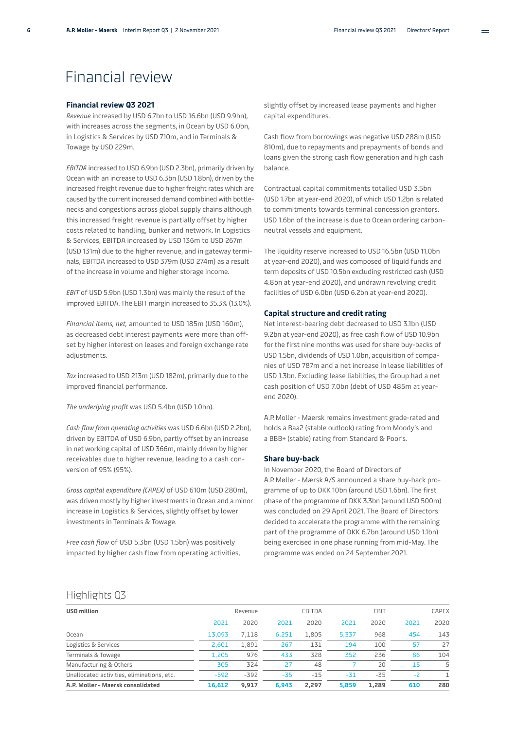# Financial review

## Financial review Q3 2021

*Revenue* increased by USD 6.7bn to USD 16.6bn (USD 9.9bn), with increases across the segments, in Ocean by USD 6.0bn, in Logistics & Services by USD 710m, and in Terminals & Towage by USD 229m.

*EBITDA* increased to USD 6.9bn (USD 2.3bn), primarily driven by Ocean with an increase to USD 6.3bn (USD 1.8bn), driven by the increased freight revenue due to higher freight rates which are caused by the current increased demand combined with bottlenecks and congestions across global supply chains although this increased freight revenue is partially offset by higher costs related to handling, bunker and network. In Logistics & Services, EBITDA increased by USD 136m to USD 267m (USD 131m) due to the higher revenue, and in gateway terminals, EBITDA increased to USD 379m (USD 274m) as a result of the increase in volume and higher storage income.

*EBIT* of USD 5.9bn (USD 1.3bn) was mainly the result of the improved EBITDA. The EBIT margin increased to 35.3% (13.0%).

*Financial items, net,* amounted to USD 185m (USD 160m), as decreased debt interest payments were more than offset by higher interest on leases and foreign exchange rate adjustments.

*Tax* increased to USD 213m (USD 182m), primarily due to the improved financial performance.

*The underlying profit* was USD 5.4bn (USD 1.0bn).

*Cash flow from operating activities* was USD 6.6bn (USD 2.2bn), driven by EBITDA of USD 6.9bn, partly offset by an increase in net working capital of USD 366m, mainly driven by higher receivables due to higher revenue, leading to a cash conversion of 95% (95%).

*Gross capital expenditure (CAPEX)* of USD 610m (USD 280m), was driven mostly by higher investments in Ocean and a minor increase in Logistics & Services, slightly offset by lower investments in Terminals & Towage.

*Free cash flow* of USD 5.3bn (USD 1.5bn) was positively impacted by higher cash flow from operating activities, slightly offset by increased lease payments and higher capital expenditures.

Cash flow from borrowings was negative USD 288m (USD 810m), due to repayments and prepayments of bonds and loans given the strong cash flow generation and high cash balance.

Contractual capital commitments totalled USD 3.5bn (USD 1.7bn at year-end 2020), of which USD 1.2bn is related to commitments towards terminal concession grantors. USD 1.6bn of the increase is due to Ocean ordering carbon-neutral vessels and equipment.

The liquidity reserve increased to USD 16.5bn (USD 11.0bn at year-end 2020), and was composed of liquid funds and term deposits of USD 10.5bn excluding restricted cash (USD 4.8bn at year-end 2020), and undrawn revolving credit facilities of USD 6.0bn (USD 6.2bn at year-end 2020).

## Capital structure and credit rating

Net interest-bearing debt decreased to USD 3.1bn (USD 9.2bn at year-end 2020), as free cash flow of USD 10.9bn for the first nine months was used for share buy-backs of USD 1.5bn, dividends of USD 1.0bn, acquisition of companies of USD 787m and a net increase in lease liabilities of USD 1.3bn. Excluding lease liabilities, the Group had a net cash position of USD 7.0bn (debt of USD 485m at year-end 2020).

A.P. Moller - Maersk remains investment grade-rated and holds a Baa2 (stable outlook) rating from Moody's and a BBB+ (stable) rating from Standard & Poor's.

## Share buy-back

In November 2020, the Board of Directors of A.P. Møller - Mærsk A/S announced a share buy-back programme of up to DKK 10bn (around USD 1.6bn). The first phase of the programme of DKK 3.3bn (around USD 500m) was concluded on 29 April 2021. The Board of Directors decided to accelerate the programme with the remaining part of the programme of DKK 6.7bn (around USD 1.1bn) being exercised in one phase running from mid-May. The programme was ended on 24 September 2021.

## Highlights Q3

| USD million | Revenue | | EBITDA | | EBIT | | CAPEX | |
|---|---|---|---|---|---|---|---|---|
| | 2021 | 2020 | 2021 | 2020 | 2021 | 2020 | 2021 | 2020 |
| Ocean | 13,093 | 7,118 | 6,251 | 1,805 | 5,337 | 968 | 454 | 143 |
| Logistics & Services | 2,601 | 1,891 | 267 | 131 | 194 | 100 | 57 | 27 |
| Terminals & Towage | 1,205 | 976 | 433 | 328 | 352 | 236 | 86 | 104 |
| Manufacturing & Others | 305 | 324 | 27 | 48 | 7 | 20 | 15 | 5 |
| Unallocated activities, eliminations, etc. | -592 | -392 | -35 | -15 | -31 | -35 | -2 | 1 |
| **A.P. Moller - Maersk consolidated** | **16,612** | **9,917** | **6,943** | **2,297** | **5,859** | **1,289** | **610** | **280** |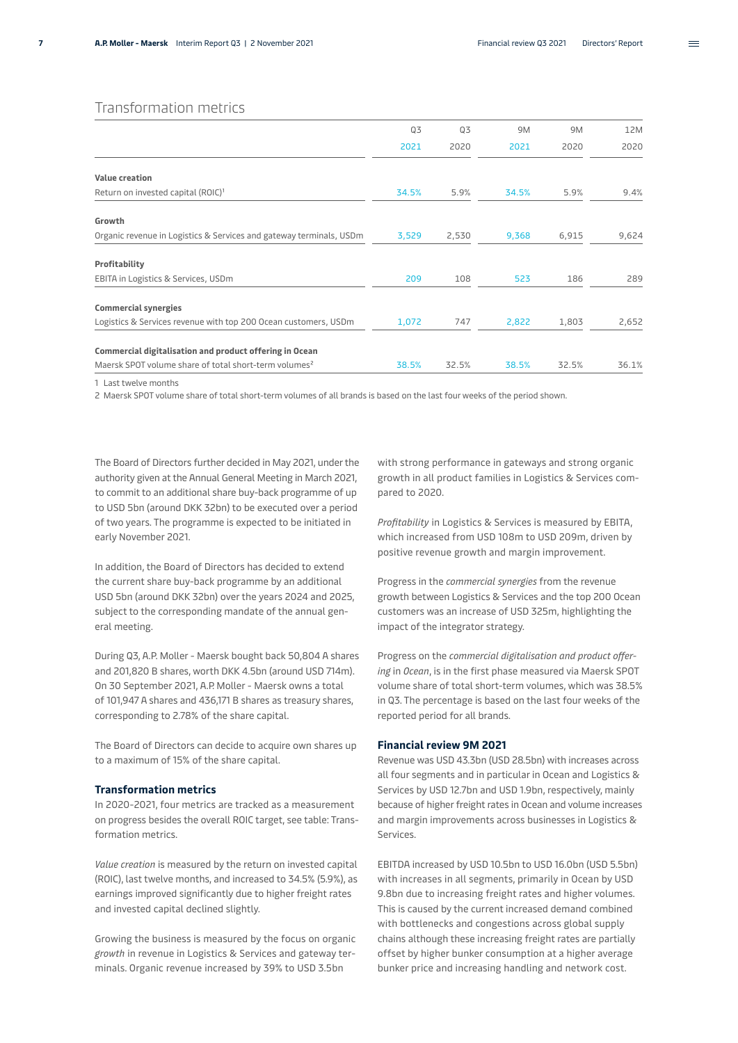## Transformation metrics

| | Q3 2021 | Q3 2020 | 9M 2021 | 9M 2020 | 12M 2020 |
|---|---|---|---|---|---|
| **Value creation** | | | | | |
| Return on invested capital (ROIC)[1] | 34.5% | 5.9% | 34.5% | 5.9% | 9.4% |
| **Growth** | | | | | |
| Organic revenue in Logistics & Services and gateway terminals, USDm | 3,529 | 2,530 | 9,368 | 6,915 | 9,624 |
| **Profitability** | | | | | |
| EBITA in Logistics & Services, USDm | 209 | 108 | 523 | 186 | 289 |
| **Commercial synergies** | | | | | |
| Logistics & Services revenue with top 200 Ocean customers, USDm | 1,072 | 747 | 2,822 | 1,803 | 2,652 |
| **Commercial digitalisation and product offering in Ocean** | | | | | |
| Maersk SPOT volume share of total short-term volumes[2] | 38.5% | 32.5% | 38.5% | 32.5% | 36.1% |

1 Last twelve months

2 Maersk SPOT volume share of total short-term volumes of all brands is based on the last four weeks of the period shown.

The Board of Directors further decided in May 2021, under the authority given at the Annual General Meeting in March 2021, to commit to an additional share buy-back programme of up to USD 5bn (around DKK 32bn) to be executed over a period of two years. The programme is expected to be initiated in early November 2021.

In addition, the Board of Directors has decided to extend the current share buy-back programme by an additional USD 5bn (around DKK 32bn) over the years 2024 and 2025, subject to the corresponding mandate of the annual general meeting.

During Q3, A.P. Moller - Maersk bought back 50,804 A shares and 201,820 B shares, worth DKK 4.5bn (around USD 714m). On 30 September 2021, A.P. Moller - Maersk owns a total of 101,947 A shares and 436,171 B shares as treasury shares, corresponding to 2.78% of the share capital.

The Board of Directors can decide to acquire own shares up to a maximum of 15% of the share capital.

### Transformation metrics

In 2020-2021, four metrics are tracked as a measurement on progress besides the overall ROIC target, see table: Transformation metrics.

*Value creation* is measured by the return on invested capital (ROIC), last twelve months, and increased to 34.5% (5.9%), as earnings improved significantly due to higher freight rates and invested capital declined slightly.

Growing the business is measured by the focus on organic *growth* in revenue in Logistics & Services and gateway terminals. Organic revenue increased by 39% to USD 3.5bn with strong performance in gateways and strong organic growth in all product families in Logistics & Services compared to 2020.

*Profitability* in Logistics & Services is measured by EBITA, which increased from USD 108m to USD 209m, driven by positive revenue growth and margin improvement.

Progress in the *commercial synergies* from the revenue growth between Logistics & Services and the top 200 Ocean customers was an increase of USD 325m, highlighting the impact of the integrator strategy.

Progress on the *commercial digitalisation and product offering* in *Ocean*, is in the first phase measured via Maersk SPOT volume share of total short-term volumes, which was 38.5% in Q3. The percentage is based on the last four weeks of the reported period for all brands.

### Financial review 9M 2021

Revenue was USD 43.3bn (USD 28.5bn) with increases across all four segments and in particular in Ocean and Logistics & Services by USD 12.7bn and USD 1.9bn, respectively, mainly because of higher freight rates in Ocean and volume increases and margin improvements across businesses in Logistics & Services.

EBITDA increased by USD 10.5bn to USD 16.0bn (USD 5.5bn) with increases in all segments, primarily in Ocean by USD 9.8bn due to increasing freight rates and higher volumes. This is caused by the current increased demand combined with bottlenecks and congestions across global supply chains although these increasing freight rates are partially offset by higher bunker consumption at a higher average bunker price and increasing handling and network cost.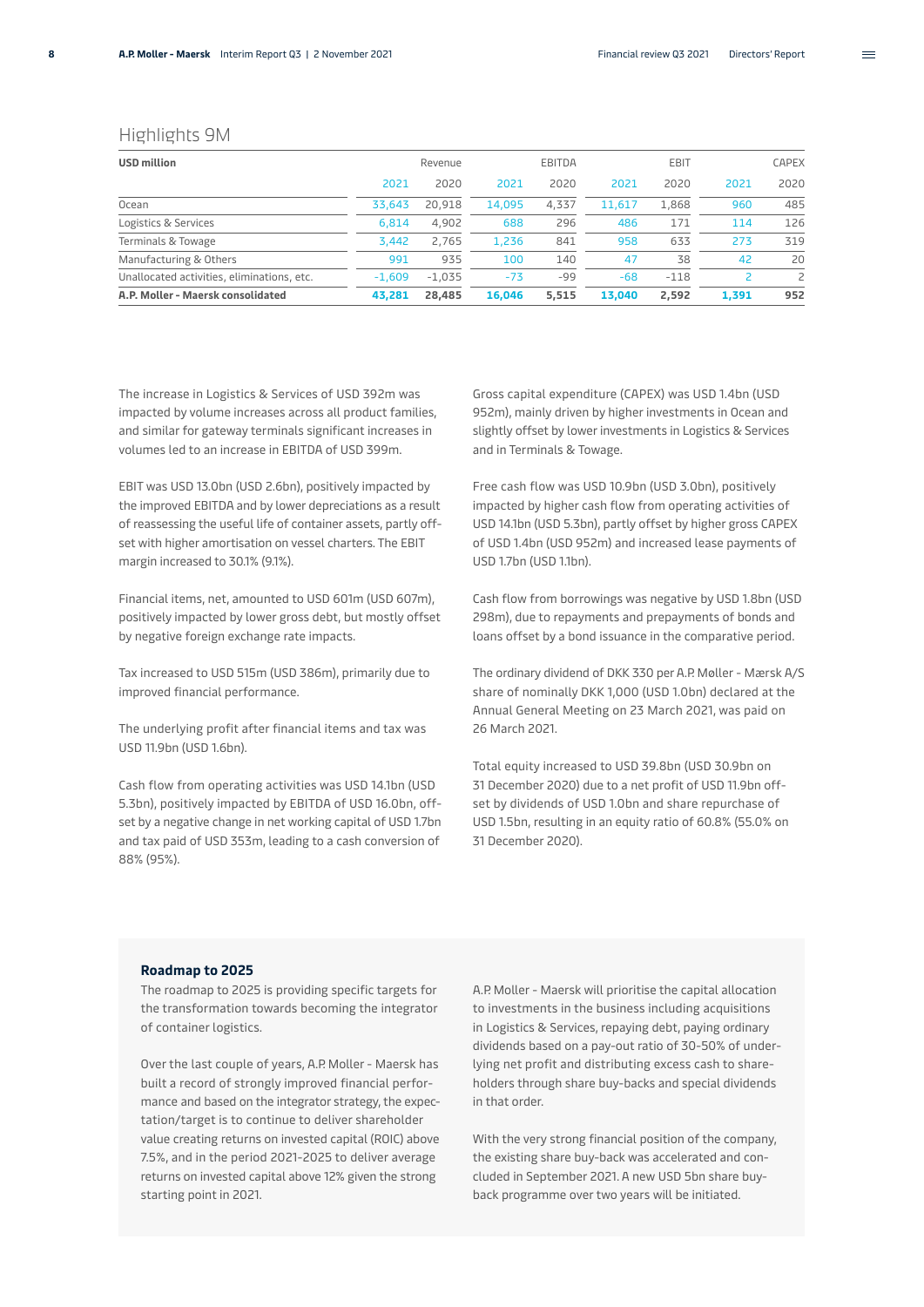## Highlights 9M

| USD million | Revenue | | EBITDA | | EBIT | | CAPEX | |
|---|---|---|---|---|---|---|---|---|
| | 2021 | 2020 | 2021 | 2020 | 2021 | 2020 | 2021 | 2020 |
| Ocean | 33,643 | 20,918 | 14,095 | 4,337 | 11,617 | 1,868 | 960 | 485 |
| Logistics & Services | 6,814 | 4,902 | 688 | 296 | 486 | 171 | 114 | 126 |
| Terminals & Towage | 3,442 | 2,765 | 1,236 | 841 | 958 | 633 | 273 | 319 |
| Manufacturing & Others | 991 | 935 | 100 | 140 | 47 | 38 | 42 | 20 |
| Unallocated activities, eliminations, etc. | -1,609 | -1,035 | -73 | -99 | -68 | -118 | 2 | 2 |
| **A.P. Moller - Maersk consolidated** | **43,281** | **28,485** | **16,046** | **5,515** | **13,040** | **2,592** | **1,391** | **952** |

The increase in Logistics & Services of USD 392m was impacted by volume increases across all product families, and similar for gateway terminals significant increases in volumes led to an increase in EBITDA of USD 399m.

EBIT was USD 13.0bn (USD 2.6bn), positively impacted by the improved EBITDA and by lower depreciations as a result of reassessing the useful life of container assets, partly offset with higher amortisation on vessel charters. The EBIT margin increased to 30.1% (9.1%).

Financial items, net, amounted to USD 601m (USD 607m), positively impacted by lower gross debt, but mostly offset by negative foreign exchange rate impacts.

Tax increased to USD 515m (USD 386m), primarily due to improved financial performance.

The underlying profit after financial items and tax was USD 11.9bn (USD 1.6bn).

Cash flow from operating activities was USD 14.1bn (USD 5.3bn), positively impacted by EBITDA of USD 16.0bn, offset by a negative change in net working capital of USD 1.7bn and tax paid of USD 353m, leading to a cash conversion of 88% (95%).

Gross capital expenditure (CAPEX) was USD 1.4bn (USD 952m), mainly driven by higher investments in Ocean and slightly offset by lower investments in Logistics & Services and in Terminals & Towage.

Free cash flow was USD 10.9bn (USD 3.0bn), positively impacted by higher cash flow from operating activities of USD 14.1bn (USD 5.3bn), partly offset by higher gross CAPEX of USD 1.4bn (USD 952m) and increased lease payments of USD 1.7bn (USD 1.1bn).

Cash flow from borrowings was negative by USD 1.8bn (USD 298m), due to repayments and prepayments of bonds and loans offset by a bond issuance in the comparative period.

The ordinary dividend of DKK 330 per A.P. Møller - Mærsk A/S share of nominally DKK 1,000 (USD 1.0bn) declared at the Annual General Meeting on 23 March 2021, was paid on 26 March 2021.

Total equity increased to USD 39.8bn (USD 30.9bn on 31 December 2020) due to a net profit of USD 11.9bn offset by dividends of USD 1.0bn and share repurchase of USD 1.5bn, resulting in an equity ratio of 60.8% (55.0% on 31 December 2020).

### Roadmap to 2025

The roadmap to 2025 is providing specific targets for the transformation towards becoming the integrator of container logistics.

Over the last couple of years, A.P. Moller - Maersk has built a record of strongly improved financial performance and based on the integrator strategy, the expectation/target is to continue to deliver shareholder value creating returns on invested capital (ROIC) above 7.5%, and in the period 2021-2025 to deliver average returns on invested capital above 12% given the strong starting point in 2021.

A.P. Moller - Maersk will prioritise the capital allocation to investments in the business including acquisitions in Logistics & Services, repaying debt, paying ordinary dividends based on a pay-out ratio of 30-50% of underlying net profit and distributing excess cash to shareholders through share buy-backs and special dividends in that order.

With the very strong financial position of the company, the existing share buy-back was accelerated and concluded in September 2021. A new USD 5bn share buy-back programme over two years will be initiated.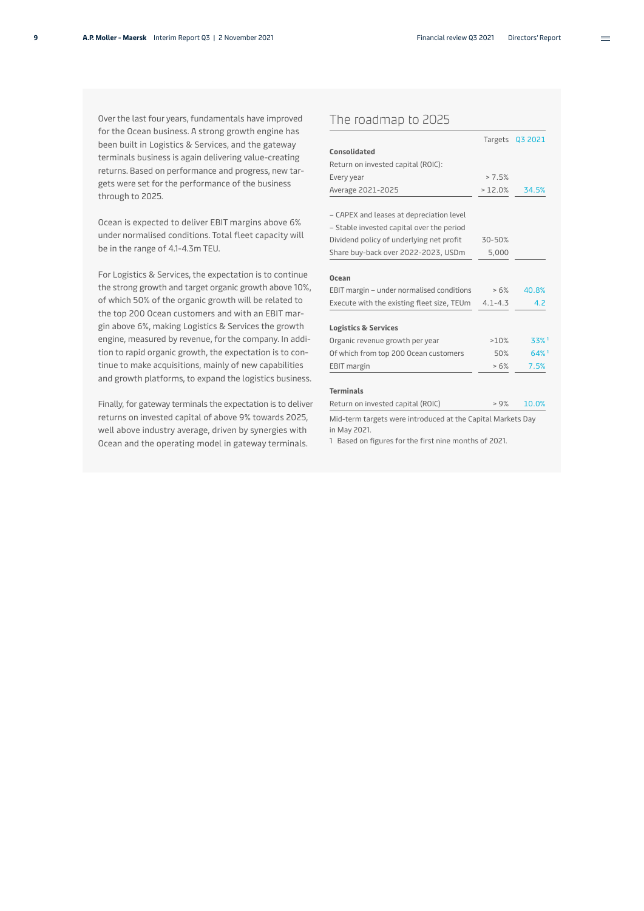Over the last four years, fundamentals have improved for the Ocean business. A strong growth engine has been built in Logistics & Services, and the gateway terminals business is again delivering value-creating returns. Based on performance and progress, new targets were set for the performance of the business through to 2025.

Ocean is expected to deliver EBIT margins above 6% under normalised conditions. Total fleet capacity will be in the range of 4.1-4.3m TEU.

For Logistics & Services, the expectation is to continue the strong growth and target organic growth above 10%, of which 50% of the organic growth will be related to the top 200 Ocean customers and with an EBIT margin above 6%, making Logistics & Services the growth engine, measured by revenue, for the company. In addition to rapid organic growth, the expectation is to continue to make acquisitions, mainly of new capabilities and growth platforms, to expand the logistics business.

Finally, for gateway terminals the expectation is to deliver returns on invested capital of above 9% towards 2025, well above industry average, driven by synergies with Ocean and the operating model in gateway terminals.

## The roadmap to 2025

| | Targets | Q3 2021 |
|---|---|---|
| **Consolidated** | | |
| Return on invested capital (ROIC): | | |
| Every year | > 7.5% | |
| Average 2021-2025 | > 12.0% | 34.5% |
| – CAPEX and leases at depreciation level | | |
| – Stable invested capital over the period | | |
| Dividend policy of underlying net profit | 30-50% | |
| Share buy-back over 2022-2023, USDm | 5,000 | |
| **Ocean** | | |
| EBIT margin – under normalised conditions | > 6% | 40.8% |
| Execute with the existing fleet size, TEUm | 4.1-4.3 | 4.2 |
| **Logistics & Services** | | |
| Organic revenue growth per year | >10% | 33%[1] |
| Of which from top 200 Ocean customers | 50% | 64%[1] |
| EBIT margin | > 6% | 7.5% |
| **Terminals** | | |
| Return on invested capital (ROIC) | > 9% | 10.0% |

Mid-term targets were introduced at the Capital Markets Day in May 2021.

1 Based on figures for the first nine months of 2021.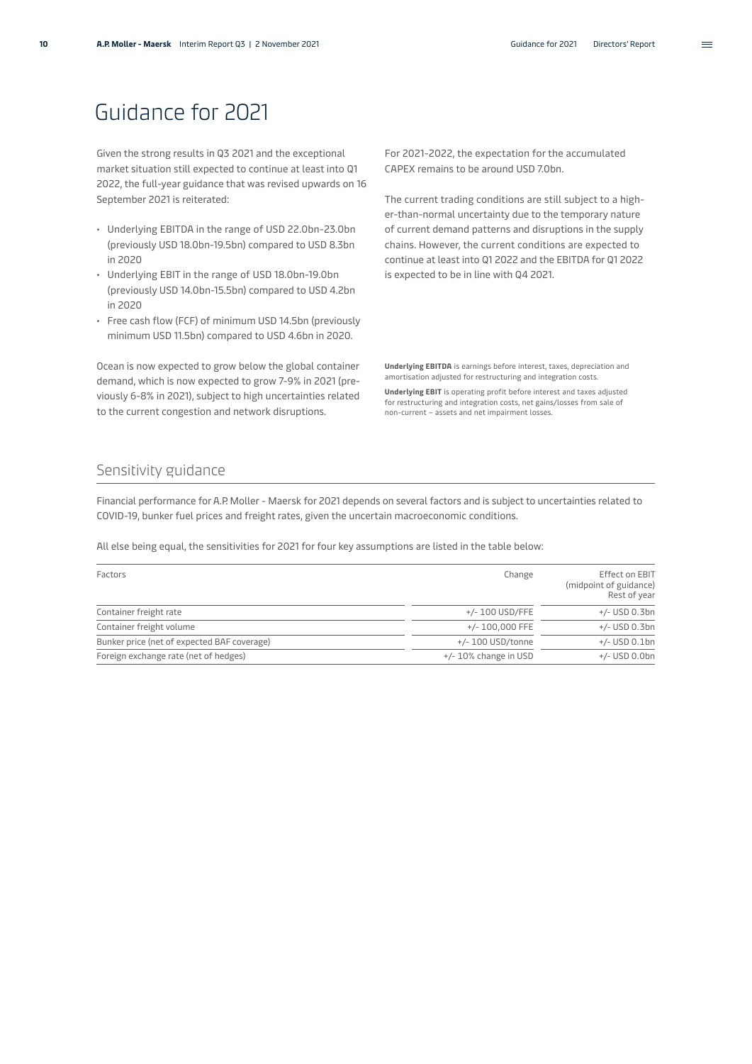# Guidance for 2021

Given the strong results in Q3 2021 and the exceptional market situation still expected to continue at least into Q1 2022, the full-year guidance that was revised upwards on 16 September 2021 is reiterated:

- Underlying EBITDA in the range of USD 22.0bn-23.0bn (previously USD 18.0bn-19.5bn) compared to USD 8.3bn in 2020
- Underlying EBIT in the range of USD 18.0bn-19.0bn (previously USD 14.0bn-15.5bn) compared to USD 4.2bn in 2020
- Free cash flow (FCF) of minimum USD 14.5bn (previously minimum USD 11.5bn) compared to USD 4.6bn in 2020.

Ocean is now expected to grow below the global container demand, which is now expected to grow 7-9% in 2021 (previously 6-8% in 2021), subject to high uncertainties related to the current congestion and network disruptions.

For 2021-2022, the expectation for the accumulated CAPEX remains to be around USD 7.0bn.

The current trading conditions are still subject to a higher-than-normal uncertainty due to the temporary nature of current demand patterns and disruptions in the supply chains. However, the current conditions are expected to continue at least into Q1 2022 and the EBITDA for Q1 2022 is expected to be in line with Q4 2021.

**Underlying EBITDA** is earnings before interest, taxes, depreciation and amortisation adjusted for restructuring and integration costs.

**Underlying EBIT** is operating profit before interest and taxes adjusted for restructuring and integration costs, net gains/losses from sale of non-current – assets and net impairment losses.

## Sensitivity guidance

Financial performance for A.P. Moller - Maersk for 2021 depends on several factors and is subject to uncertainties related to COVID-19, bunker fuel prices and freight rates, given the uncertain macroeconomic conditions.

All else being equal, the sensitivities for 2021 for four key assumptions are listed in the table below:

| Factors | Change | Effect on EBIT (midpoint of guidance) Rest of year |
|---|---|---|
| Container freight rate | +/- 100 USD/FFE | +/- USD 0.3bn |
| Container freight volume | +/- 100,000 FFE | +/- USD 0.3bn |
| Bunker price (net of expected BAF coverage) | +/- 100 USD/tonne | +/- USD 0.1bn |
| Foreign exchange rate (net of hedges) | +/- 10% change in USD | +/- USD 0.0bn |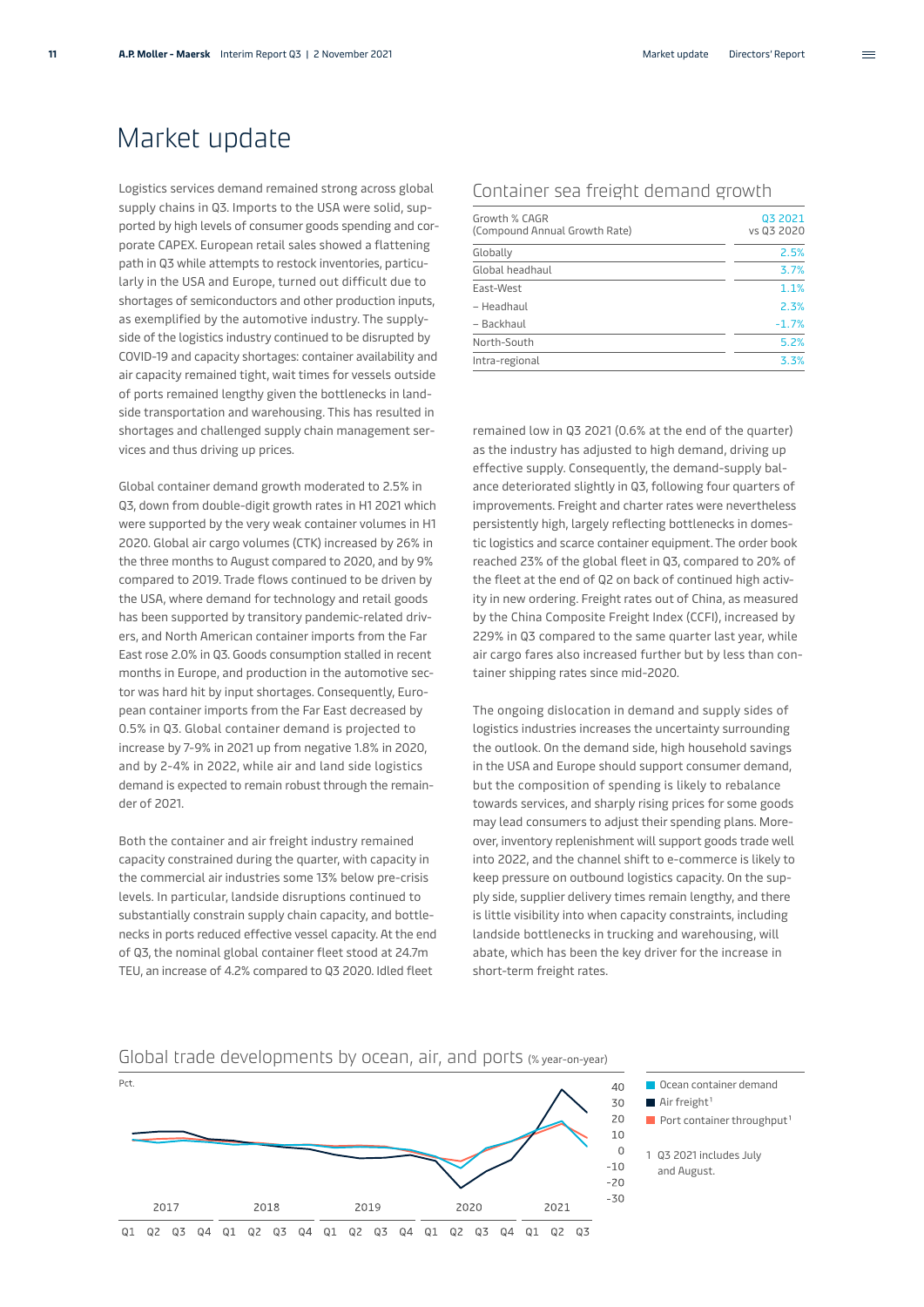# Market update

Logistics services demand remained strong across global supply chains in Q3. Imports to the USA were solid, supported by high levels of consumer goods spending and corporate CAPEX. European retail sales showed a flattening path in Q3 while attempts to restock inventories, particularly in the USA and Europe, turned out difficult due to shortages of semiconductors and other production inputs, as exemplified by the automotive industry. The supply-side of the logistics industry continued to be disrupted by COVID-19 and capacity shortages: container availability and air capacity remained tight, wait times for vessels outside of ports remained lengthy given the bottlenecks in land-side transportation and warehousing. This has resulted in shortages and challenged supply chain management services and thus driving up prices.

Global container demand growth moderated to 2.5% in Q3, down from double-digit growth rates in H1 2021 which were supported by the very weak container volumes in H1 2020. Global air cargo volumes (CTK) increased by 26% in the three months to August compared to 2020, and by 9% compared to 2019. Trade flows continued to be driven by the USA, where demand for technology and retail goods has been supported by transitory pandemic-related drivers, and North American container imports from the Far East rose 2.0% in Q3. Goods consumption stalled in recent months in Europe, and production in the automotive sector was hard hit by input shortages. Consequently, European container imports from the Far East decreased by 0.5% in Q3. Global container demand is projected to increase by 7-9% in 2021 up from negative 1.8% in 2020, and by 2-4% in 2022, while air and land side logistics demand is expected to remain robust through the remainder of 2021.

Both the container and air freight industry remained capacity constrained during the quarter, with capacity in the commercial air industries some 13% below pre-crisis levels. In particular, landside disruptions continued to substantially constrain supply chain capacity, and bottlenecks in ports reduced effective vessel capacity. At the end of Q3, the nominal global container fleet stood at 24.7m TEU, an increase of 4.2% compared to Q3 2020. Idled fleet remained low in Q3 2021 (0.6% at the end of the quarter) as the industry has adjusted to high demand, driving up effective supply. Consequently, the demand-supply balance deteriorated slightly in Q3, following four quarters of improvements. Freight and charter rates were nevertheless persistently high, largely reflecting bottlenecks in domestic logistics and scarce container equipment. The order book reached 23% of the global fleet in Q3, compared to 20% of the fleet at the end of Q2 on back of continued high activity in new ordering. Freight rates out of China, as measured by the China Composite Freight Index (CCFI), increased by 229% in Q3 compared to the same quarter last year, while air cargo fares also increased further but by less than container shipping rates since mid-2020.

The ongoing dislocation in demand and supply sides of logistics industries increases the uncertainty surrounding the outlook. On the demand side, high household savings in the USA and Europe should support consumer demand, but the composition of spending is likely to rebalance towards services, and sharply rising prices for some goods may lead consumers to adjust their spending plans. Moreover, inventory replenishment will support goods trade well into 2022, and the channel shift to e-commerce is likely to keep pressure on outbound logistics capacity. On the supply side, supplier delivery times remain lengthy, and there is little visibility into when capacity constraints, including landside bottlenecks in trucking and warehousing, will abate, which has been the key driver for the increase in short-term freight rates.

## Container sea freight demand growth

| Growth % CAGR (Compound Annual Growth Rate) | Q3 2021 vs Q3 2020 |
|---|---|
| Globally | 2.5% |
| Global headhaul | 3.7% |
| East-West | 1.1% |
| – Headhaul | 2.3% |
| – Backhaul | -1.7% |
| North-South | 5.2% |
| Intra-regional | 3.3% |

## Global trade developments by ocean, air, and ports (% year-on-year)

Pct.

Ocean container demand

Air freight[1]

Port container throughput[1]

1 Q3 2021 includes July and August.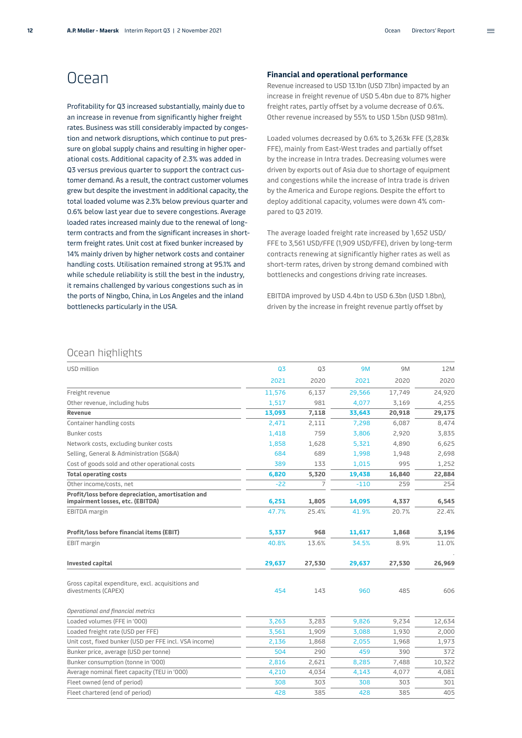// Ocean

Profitability for Q3 increased substantially, mainly due to an increase in revenue from significantly higher freight rates. Business was still considerably impacted by congestion and network disruptions, which continue to put pressure on global supply chains and resulting in higher operational costs. Additional capacity of 2.3% was added in Q3 versus previous quarter to support the contract customer demand. As a result, the contract customer volumes grew but despite the investment in additional capacity, the total loaded volume was 2.3% below previous quarter and 0.6% below last year due to severe congestions. Average loaded rates increased mainly due to the renewal of long-term contracts and from the significant increases in short-term freight rates. Unit cost at fixed bunker increased by 14% mainly driven by higher network costs and container handling costs. Utilisation remained strong at 95.1% and while schedule reliability is still the best in the industry, it remains challenged by various congestions such as in the ports of Ningbo, China, in Los Angeles and the inland bottlenecks particularly in the USA.

### Financial and operational performance

Revenue increased to USD 13.1bn (USD 7.1bn) impacted by an increase in freight revenue of USD 5.4bn due to 87% higher freight rates, partly offset by a volume decrease of 0.6%. Other revenue increased by 55% to USD 1.5bn (USD 981m).

Loaded volumes decreased by 0.6% to 3,263k FFE (3,283k FFE), mainly from East-West trades and partially offset by the increase in Intra trades. Decreasing volumes were driven by exports out of Asia due to shortage of equipment and congestions while the increase of Intra trade is driven by the America and Europe regions. Despite the effort to deploy additional capacity, volumes were down 4% compared to Q3 2019.

The average loaded freight rate increased by 1,652 USD/FFE to 3,561 USD/FFE (1,909 USD/FFE), driven by long-term contracts renewing at significantly higher rates as well as short-term rates, driven by strong demand combined with bottlenecks and congestions driving rate increases.

EBITDA improved by USD 4.4bn to USD 6.3bn (USD 1.8bn), driven by the increase in freight revenue partly offset by

## Ocean highlights

| USD million | Q3 2021 | Q3 2020 | 9M 2021 | 9M 2020 | 12M 2020 |
|---|---|---|---|---|---|
| Freight revenue | 11,576 | 6,137 | 29,566 | 17,749 | 24,920 |
| Other revenue, including hubs | 1,517 | 981 | 4,077 | 3,169 | 4,255 |
| **Revenue** | **13,093** | **7,118** | **33,643** | **20,918** | **29,175** |
| Container handling costs | 2,471 | 2,111 | 7,298 | 6,087 | 8,474 |
| Bunker costs | 1,418 | 759 | 3,806 | 2,920 | 3,835 |
| Network costs, excluding bunker costs | 1,858 | 1,628 | 5,321 | 4,890 | 6,625 |
| Selling, General & Administration (SG&A) | 684 | 689 | 1,998 | 1,948 | 2,698 |
| Cost of goods sold and other operational costs | 389 | 133 | 1,015 | 995 | 1,252 |
| **Total operating costs** | **6,820** | **5,320** | **19,438** | **16,840** | **22,884** |
| Other income/costs, net | -22 | 7 | -110 | 259 | 254 |
| **Profit/loss before depreciation, amortisation and impairment losses, etc. (EBITDA)** | **6,251** | **1,805** | **14,095** | **4,337** | **6,545** |
| EBITDA margin | 47.7% | 25.4% | 41.9% | 20.7% | 22.4% |
| **Profit/loss before financial items (EBIT)** | **5,337** | **968** | **11,617** | **1,868** | **3,196** |
| EBIT margin | 40.8% | 13.6% | 34.5% | 8.9% | 11.0% |
| **Invested capital** | **29,637** | **27,530** | **29,637** | **27,530** | **26,969** |
| Gross capital expenditure, excl. acquisitions and divestments (CAPEX) | 454 | 143 | 960 | 485 | 606 |
| *Operational and financial metrics* | | | | | |
| Loaded volumes (FFE in '000) | 3,263 | 3,283 | 9,826 | 9,234 | 12,634 |
| Loaded freight rate (USD per FFE) | 3,561 | 1,909 | 3,088 | 1,930 | 2,000 |
| Unit cost, fixed bunker (USD per FFE incl. VSA income) | 2,136 | 1,868 | 2,055 | 1,968 | 1,973 |
| Bunker price, average (USD per tonne) | 504 | 290 | 459 | 390 | 372 |
| Bunker consumption (tonne in '000) | 2,816 | 2,621 | 8,285 | 7,488 | 10,322 |
| Average nominal fleet capacity (TEU in '000) | 4,210 | 4,034 | 4,143 | 4,077 | 4,081 |
| Fleet owned (end of period) | 308 | 303 | 308 | 303 | 301 |
| Fleet chartered (end of period) | 428 | 385 | 428 | 385 | 405 |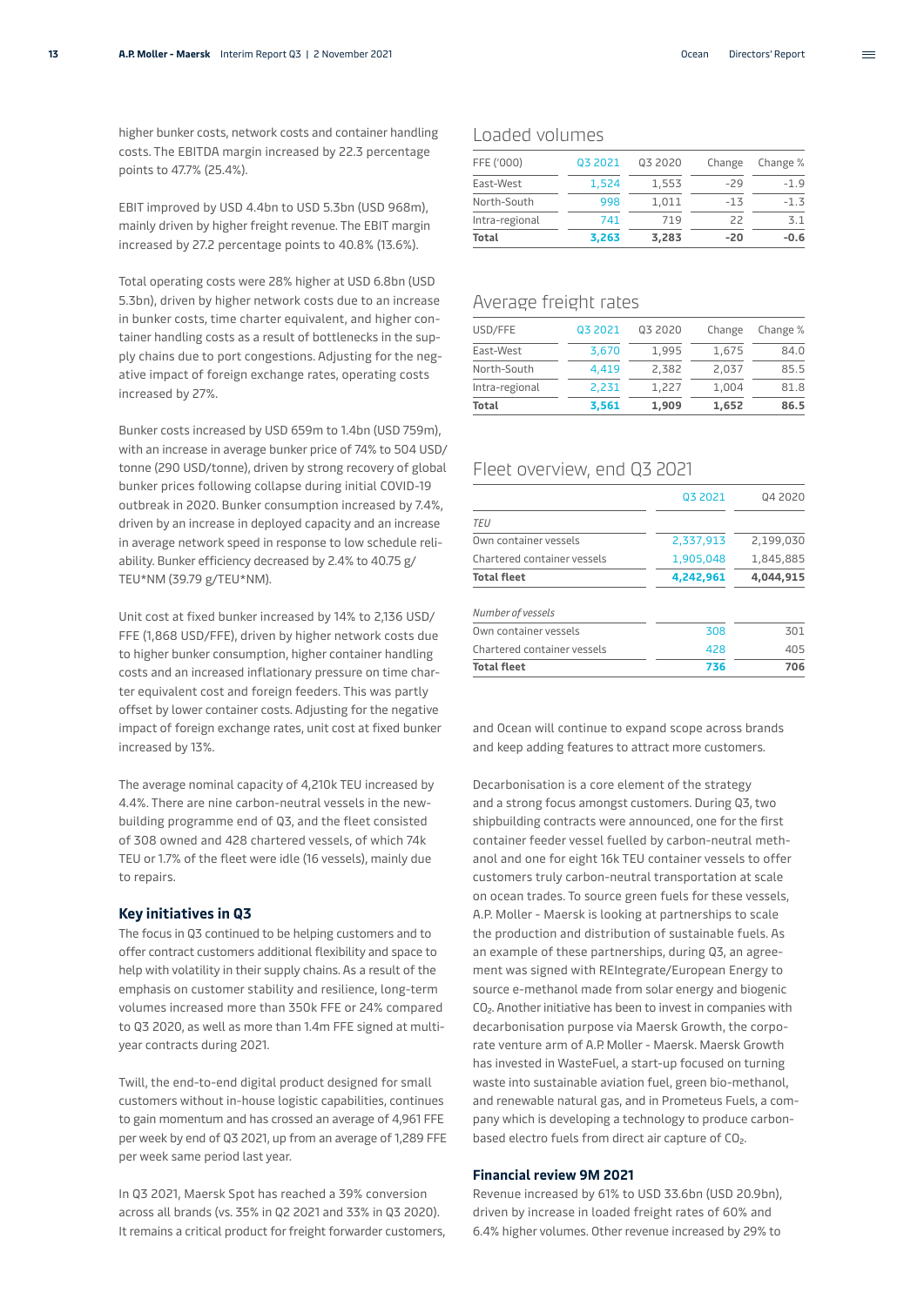higher bunker costs, network costs and container handling costs. The EBITDA margin increased by 22.3 percentage points to 47.7% (25.4%).

EBIT improved by USD 4.4bn to USD 5.3bn (USD 968m), mainly driven by higher freight revenue. The EBIT margin increased by 27.2 percentage points to 40.8% (13.6%).

Total operating costs were 28% higher at USD 6.8bn (USD 5.3bn), driven by higher network costs due to an increase in bunker costs, time charter equivalent, and higher container handling costs as a result of bottlenecks in the supply chains due to port congestions. Adjusting for the negative impact of foreign exchange rates, operating costs increased by 27%.

Bunker costs increased by USD 659m to 1.4bn (USD 759m), with an increase in average bunker price of 74% to 504 USD/tonne (290 USD/tonne), driven by strong recovery of global bunker prices following collapse during initial COVID-19 outbreak in 2020. Bunker consumption increased by 7.4%, driven by an increase in deployed capacity and an increase in average network speed in response to low schedule reliability. Bunker efficiency decreased by 2.4% to 40.75 g/TEU*NM (39.79 g/TEU*NM).

Unit cost at fixed bunker increased by 14% to 2,136 USD/FFE (1,868 USD/FFE), driven by higher network costs due to higher bunker consumption, higher container handling costs and an increased inflationary pressure on time charter equivalent cost and foreign feeders. This was partly offset by lower container costs. Adjusting for the negative impact of foreign exchange rates, unit cost at fixed bunker increased by 13%.

The average nominal capacity of 4,210k TEU increased by 4.4%. There are nine carbon-neutral vessels in the newbuilding programme end of Q3, and the fleet consisted of 308 owned and 428 chartered vessels, of which 74k TEU or 1.7% of the fleet were idle (16 vessels), mainly due to repairs.

### Key initiatives in Q3

The focus in Q3 continued to be helping customers and to offer contract customers additional flexibility and space to help with volatility in their supply chains. As a result of the emphasis on customer stability and resilience, long-term volumes increased more than 350k FFE or 24% compared to Q3 2020, as well as more than 1.4m FFE signed at multi-year contracts during 2021.

Twill, the end-to-end digital product designed for small customers without in-house logistic capabilities, continues to gain momentum and has crossed an average of 4,961 FFE per week by end of Q3 2021, up from an average of 1,289 FFE per week same period last year.

In Q3 2021, Maersk Spot has reached a 39% conversion across all brands (vs. 35% in Q2 2021 and 33% in Q3 2020). It remains a critical product for freight forwarder customers,

## Loaded volumes

| FFE ('000) | Q3 2021 | Q3 2020 | Change | Change % |
|---|---|---|---|---|
| East-West | 1,524 | 1,553 | -29 | -1.9 |
| North-South | 998 | 1,011 | -13 | -1.3 |
| Intra-regional | 741 | 719 | 22 | 3.1 |
| **Total** | **3,263** | **3,283** | **-20** | **-0.6** |

## Average freight rates

| USD/FFE | Q3 2021 | Q3 2020 | Change | Change % |
|---|---|---|---|---|
| East-West | 3,670 | 1,995 | 1,675 | 84.0 |
| North-South | 4,419 | 2,382 | 2,037 | 85.5 |
| Intra-regional | 2,231 | 1,227 | 1,004 | 81.8 |
| **Total** | **3,561** | **1,909** | **1,652** | **86.5** |

## Fleet overview, end Q3 2021

| | Q3 2021 | Q4 2020 |
|---|---|---|
| *TEU* | | |
| Own container vessels | 2,337,913 | 2,199,030 |
| Chartered container vessels | 1,905,048 | 1,845,885 |
| **Total fleet** | **4,242,961** | **4,044,915** |
| *Number of vessels* | | |
| Own container vessels | 308 | 301 |
| Chartered container vessels | 428 | 405 |
| **Total fleet** | **736** | **706** |

and Ocean will continue to expand scope across brands and keep adding features to attract more customers.

Decarbonisation is a core element of the strategy and a strong focus amongst customers. During Q3, two shipbuilding contracts were announced, one for the first container feeder vessel fuelled by carbon-neutral methanol and one for eight 16k TEU container vessels to offer customers truly carbon-neutral transportation at scale on ocean trades. To source green fuels for these vessels, A.P. Moller - Maersk is looking at partnerships to scale the production and distribution of sustainable fuels. As an example of these partnerships, during Q3, an agreement was signed with REIntegrate/European Energy to source e-methanol made from solar energy and biogenic $CO_2$. Another initiative has been to invest in companies with decarbonisation purpose via Maersk Growth, the corporate venture arm of A.P. Moller - Maersk. Maersk Growth has invested in WasteFuel, a start-up focused on turning waste into sustainable aviation fuel, green bio-methanol, and renewable natural gas, and in Prometeus Fuels, a company which is developing a technology to produce carbon-based electro fuels from direct air capture of $CO_2$.

### Financial review 9M 2021

Revenue increased by 61% to USD 33.6bn (USD 20.9bn), driven by increase in loaded freight rates of 60% and 6.4% higher volumes. Other revenue increased by 29% to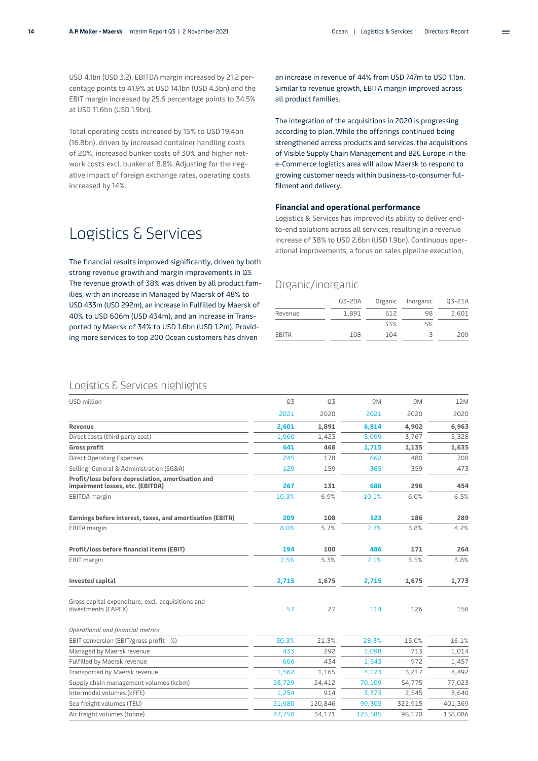USD 4.1bn (USD 3.2). EBITDA margin increased by 21.2 percentage points to 41.9% at USD 14.1bn (USD 4.3bn) and the EBIT margin increased by 25.6 percentage points to 34.5% at USD 11.6bn (USD 1.9bn).

Total operating costs increased by 15% to USD 19.4bn (16.8bn), driven by increased container handling costs of 20%, increased bunker costs of 30% and higher network costs excl. bunker of 8.8%. Adjusting for the negative impact of foreign exchange rates, operating costs increased by 14%.

# Logistics & Services

The financial results improved significantly, driven by both strong revenue growth and margin improvements in Q3. The revenue growth of 38% was driven by all product families, with an increase in Managed by Maersk of 48% to USD 433m (USD 292m), an increase in Fulfilled by Maersk of 40% to USD 606m (USD 434m), and an increase in Transported by Maersk of 34% to USD 1.6bn (USD 1.2m). Providing more services to top 200 Ocean customers has driven an increase in revenue of 44% from USD 747m to USD 1.1bn. Similar to revenue growth, EBITA margin improved across all product families.

The integration of the acquisitions in 2020 is progressing according to plan. While the offerings continued being strengthened across products and services, the acquisitions of Visible Supply Chain Management and B2C Europe in the e-Commerce logistics area will allow Maersk to respond to growing customer needs within business-to-consumer fulfilment and delivery.

### Financial and operational performance

Logistics & Services has improved its ability to deliver end-to-end solutions across all services, resulting in a revenue increase of 38% to USD 2.6bn (USD 1.9bn). Continuous operational improvements, a focus on sales pipeline execution,

## Organic/inorganic

| | Q3-20A | Organic | Inorganic | Q3-21A |
|---|---|---|---|---|
| Revenue | 1,891 | 612 | 98 | 2,601 |
| | | 33% | 5% | |
| EBITA | 108 | 104 | -3 | 209 |

## Logistics & Services highlights

| USD million | Q3 2021 | Q3 2020 | 9M 2021 | 9M 2020 | 12M 2020 |
|---|---|---|---|---|---|
| **Revenue** | **2,601** | **1,891** | **6,814** | **4,902** | **6,963** |
| Direct costs (third party cost) | 1,960 | 1,423 | 5,099 | 3,767 | 5,328 |
| **Gross profit** | **641** | **468** | **1,715** | **1,135** | **1,635** |
| Direct Operating Expenses | 245 | 178 | 662 | 480 | 708 |
| Selling, General & Administration (SG&A) | 129 | 159 | 365 | 359 | 473 |
| **Profit/loss before depreciation, amortisation and impairment losses, etc. (EBITDA)** | **267** | **131** | **688** | **296** | **454** |
| EBITDA margin | 10.3% | 6.9% | 10.1% | 6.0% | 6.5% |
| **Earnings before interest, taxes, and amortisation (EBITA)** | **209** | **108** | **523** | **186** | **289** |
| EBITA margin | 8.0% | 5.7% | 7.7% | 3.8% | 4.2% |
| **Profit/loss before financial items (EBIT)** | **194** | **100** | **486** | **171** | **264** |
| EBIT margin | 7.5% | 5.3% | 7.1% | 3.5% | 3.8% |
| **Invested capital** | **2,715** | **1,675** | **2,715** | **1,675** | **1,773** |
| Gross capital expenditure, excl. acquisitions and divestments (CAPEX) | 57 | 27 | 114 | 126 | 156 |
| *Operational and financial metrics* | | | | | |
| EBIT conversion (EBIT/gross profit - %) | 30.3% | 21.3% | 28.3% | 15.0% | 16.1% |
| Managed by Maersk revenue | 433 | 292 | 1,098 | 713 | 1,014 |
| Fulfilled by Maersk revenue | 606 | 434 | 1,543 | 972 | 1,457 |
| Transported by Maersk revenue | 1,562 | 1,165 | 4,173 | 3,217 | 4,492 |
| Supply chain management volumes (kcbm) | 28,729 | 24,412 | 70,109 | 54,775 | 77,023 |
| Intermodal volumes (kFFE) | 1,254 | 914 | 3,373 | 2,545 | 3,640 |
| Sea freight volumes (TEU) | 21,680 | 120,846 | 99,305 | 322,915 | 401,369 |
| Air freight volumes (tonne) | 47,750 | 34,171 | 123,585 | 98,170 | 138,086 |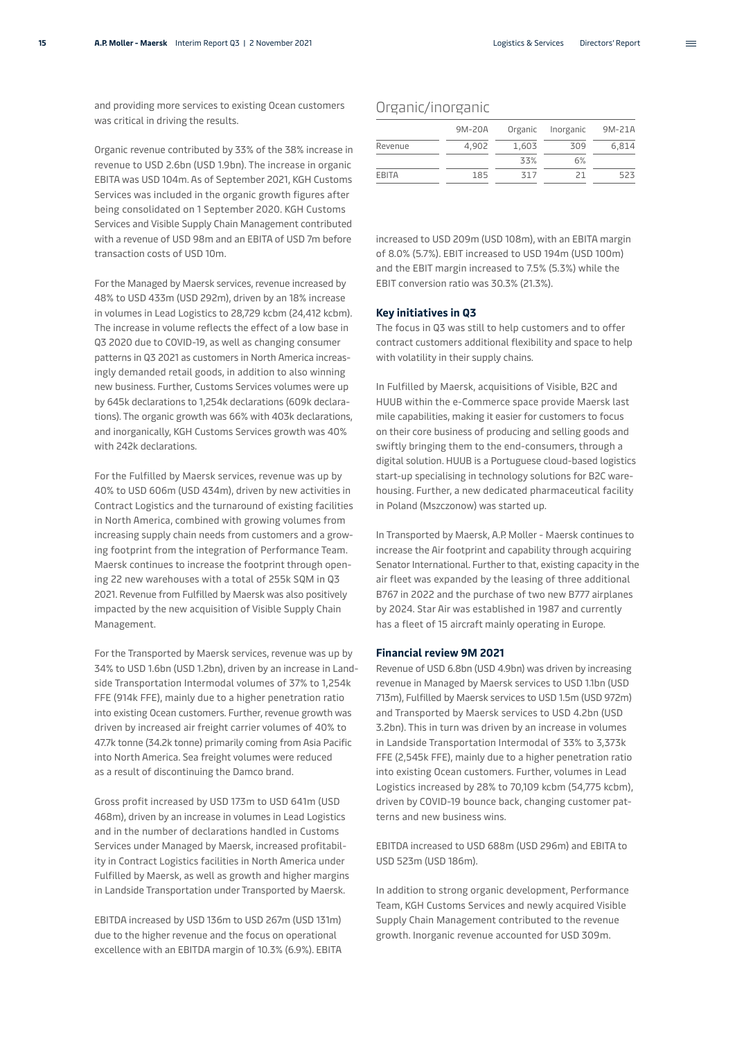and providing more services to existing Ocean customers was critical in driving the results.

Organic revenue contributed by 33% of the 38% increase in revenue to USD 2.6bn (USD 1.9bn). The increase in organic EBITA was USD 104m. As of September 2021, KGH Customs Services was included in the organic growth figures after being consolidated on 1 September 2020. KGH Customs Services and Visible Supply Chain Management contributed with a revenue of USD 98m and an EBITA of USD 7m before transaction costs of USD 10m.

For the Managed by Maersk services, revenue increased by 48% to USD 433m (USD 292m), driven by an 18% increase in volumes in Lead Logistics to 28,729 kcbm (24,412 kcbm). The increase in volume reflects the effect of a low base in Q3 2020 due to COVID-19, as well as changing consumer patterns in Q3 2021 as customers in North America increasingly demanded retail goods, in addition to also winning new business. Further, Customs Services volumes were up by 645k declarations to 1,254k declarations (609k declarations). The organic growth was 66% with 403k declarations, and inorganically, KGH Customs Services growth was 40% with 242k declarations.

For the Fulfilled by Maersk services, revenue was up by 40% to USD 606m (USD 434m), driven by new activities in Contract Logistics and the turnaround of existing facilities in North America, combined with growing volumes from increasing supply chain needs from customers and a growing footprint from the integration of Performance Team. Maersk continues to increase the footprint through opening 22 new warehouses with a total of 255k SQM in Q3 2021. Revenue from Fulfilled by Maersk was also positively impacted by the new acquisition of Visible Supply Chain Management.

For the Transported by Maersk services, revenue was up by 34% to USD 1.6bn (USD 1.2bn), driven by an increase in Landside Transportation Intermodal volumes of 37% to 1,254k FFE (914k FFE), mainly due to a higher penetration ratio into existing Ocean customers. Further, revenue growth was driven by increased air freight carrier volumes of 40% to 47.7k tonne (34.2k tonne) primarily coming from Asia Pacific into North America. Sea freight volumes were reduced as a result of discontinuing the Damco brand.

Gross profit increased by USD 173m to USD 641m (USD 468m), driven by an increase in volumes in Lead Logistics and in the number of declarations handled in Customs Services under Managed by Maersk, increased profitability in Contract Logistics facilities in North America under Fulfilled by Maersk, as well as growth and higher margins in Landside Transportation under Transported by Maersk.

EBITDA increased by USD 136m to USD 267m (USD 131m) due to the higher revenue and the focus on operational excellence with an EBITDA margin of 10.3% (6.9%). EBITA increased to USD 209m (USD 108m), with an EBITA margin of 8.0% (5.7%). EBIT increased to USD 194m (USD 100m) and the EBIT margin increased to 7.5% (5.3%) while the EBIT conversion ratio was 30.3% (21.3%).

## Organic/inorganic

| | 9M-20A | Organic | Inorganic | 9M-21A |
|---|---|---|---|---|
| Revenue | 4,902 | 1,603 | 309 | 6,814 |
| | | 33% | 6% | |
| EBITA | 185 | 317 | 21 | 523 |

### Key initiatives in Q3

The focus in Q3 was still to help customers and to offer contract customers additional flexibility and space to help with volatility in their supply chains.

In Fulfilled by Maersk, acquisitions of Visible, B2C and HUUB within the e-Commerce space provide Maersk last mile capabilities, making it easier for customers to focus on their core business of producing and selling goods and swiftly bringing them to the end-consumers, through a digital solution. HUUB is a Portuguese cloud-based logistics start-up specialising in technology solutions for B2C warehousing. Further, a new dedicated pharmaceutical facility in Poland (Mszczonow) was started up.

In Transported by Maersk, A.P. Moller - Maersk continues to increase the Air footprint and capability through acquiring Senator International. Further to that, existing capacity in the air fleet was expanded by the leasing of three additional B767 in 2022 and the purchase of two new B777 airplanes by 2024. Star Air was established in 1987 and currently has a fleet of 15 aircraft mainly operating in Europe.

### Financial review 9M 2021

Revenue of USD 6.8bn (USD 4.9bn) was driven by increasing revenue in Managed by Maersk services to USD 1.1bn (USD 713m), Fulfilled by Maersk services to USD 1.5m (USD 972m) and Transported by Maersk services to USD 4.2bn (USD 3.2bn). This in turn was driven by an increase in volumes in Landside Transportation Intermodal of 33% to 3,373k FFE (2,545k FFE), mainly due to a higher penetration ratio into existing Ocean customers. Further, volumes in Lead Logistics increased by 28% to 70,109 kcbm (54,775 kcbm), driven by COVID-19 bounce back, changing customer patterns and new business wins.

EBITDA increased to USD 688m (USD 296m) and EBITA to USD 523m (USD 186m).

In addition to strong organic development, Performance Team, KGH Customs Services and newly acquired Visible Supply Chain Management contributed to the revenue growth. Inorganic revenue accounted for USD 309m.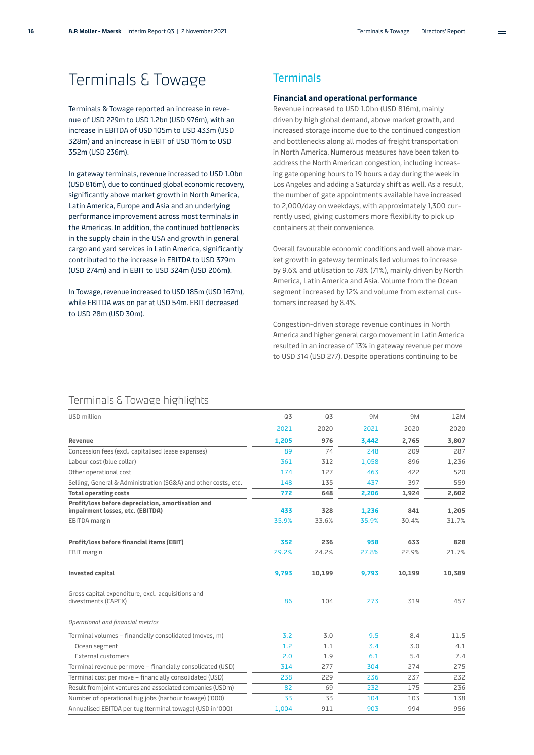# Terminals & Towage

Terminals & Towage reported an increase in revenue of USD 229m to USD 1.2bn (USD 976m), with an increase in EBITDA of USD 105m to USD 433m (USD 328m) and an increase in EBIT of USD 116m to USD 352m (USD 236m).

In gateway terminals, revenue increased to USD 1.0bn (USD 816m), due to continued global economic recovery, significantly above market growth in North America, Latin America, Europe and Asia and an underlying performance improvement across most terminals in the Americas. In addition, the continued bottlenecks in the supply chain in the USA and growth in general cargo and yard services in Latin America, significantly contributed to the increase in EBITDA to USD 379m (USD 274m) and in EBIT to USD 324m (USD 206m).

In Towage, revenue increased to USD 185m (USD 167m), while EBITDA was on par at USD 54m. EBIT decreased to USD 28m (USD 30m).

## Terminals

### Financial and operational performance

Revenue increased to USD 1.0bn (USD 816m), mainly driven by high global demand, above market growth, and increased storage income due to the continued congestion and bottlenecks along all modes of freight transportation in North America. Numerous measures have been taken to address the North American congestion, including increasing gate opening hours to 19 hours a day during the week in Los Angeles and adding a Saturday shift as well. As a result, the number of gate appointments available have increased to 2,000/day on weekdays, with approximately 1,300 currently used, giving customers more flexibility to pick up containers at their convenience.

Overall favourable economic conditions and well above market growth in gateway terminals led volumes to increase by 9.6% and utilisation to 78% (71%), mainly driven by North America, Latin America and Asia. Volume from the Ocean segment increased by 12% and volume from external customers increased by 8.4%.

Congestion-driven storage revenue continues in North America and higher general cargo movement in Latin America resulted in an increase of 13% in gateway revenue per move to USD 314 (USD 277). Despite operations continuing to be

## Terminals & Towage highlights

| USD million | Q3 2021 | Q3 2020 | 9M 2021 | 9M 2020 | 12M 2020 |
|---|---|---|---|---|---|
| **Revenue** | **1,205** | **976** | **3,442** | **2,765** | **3,807** |
| Concession fees (excl. capitalised lease expenses) | 89 | 74 | 248 | 209 | 287 |
| Labour cost (blue collar) | 361 | 312 | 1,058 | 896 | 1,236 |
| Other operational cost | 174 | 127 | 463 | 422 | 520 |
| Selling, General & Administration (SG&A) and other costs, etc. | 148 | 135 | 437 | 397 | 559 |
| **Total operating costs** | **772** | **648** | **2,206** | **1,924** | **2,602** |
| **Profit/loss before depreciation, amortisation and impairment losses, etc. (EBITDA)** | **433** | **328** | **1,236** | **841** | **1,205** |
| EBITDA margin | 35.9% | 33.6% | 35.9% | 30.4% | 31.7% |
| **Profit/loss before financial items (EBIT)** | **352** | **236** | **958** | **633** | **828** |
| EBIT margin | 29.2% | 24.2% | 27.8% | 22.9% | 21.7% |
| **Invested capital** | **9,793** | **10,199** | **9,793** | **10,199** | **10,389** |
| Gross capital expenditure, excl. acquisitions and divestments (CAPEX) | 86 | 104 | 273 | 319 | 457 |
| *Operational and financial metrics* | | | | | |
| Terminal volumes – financially consolidated (moves, m) | 3.2 | 3.0 | 9.5 | 8.4 | 11.5 |
| Ocean segment | 1.2 | 1.1 | 3.4 | 3.0 | 4.1 |
| External customers | 2.0 | 1.9 | 6.1 | 5.4 | 7.4 |
| Terminal revenue per move – financially consolidated (USD) | 314 | 277 | 304 | 274 | 275 |
| Terminal cost per move – financially consolidated (USD) | 238 | 229 | 236 | 237 | 232 |
| Result from joint ventures and associated companies (USDm) | 82 | 69 | 232 | 175 | 236 |
| Number of operational tug jobs (harbour towage) ('000) | 33 | 33 | 104 | 103 | 138 |
| Annualised EBITDA per tug (terminal towage) (USD in '000) | 1,004 | 911 | 903 | 994 | 956 |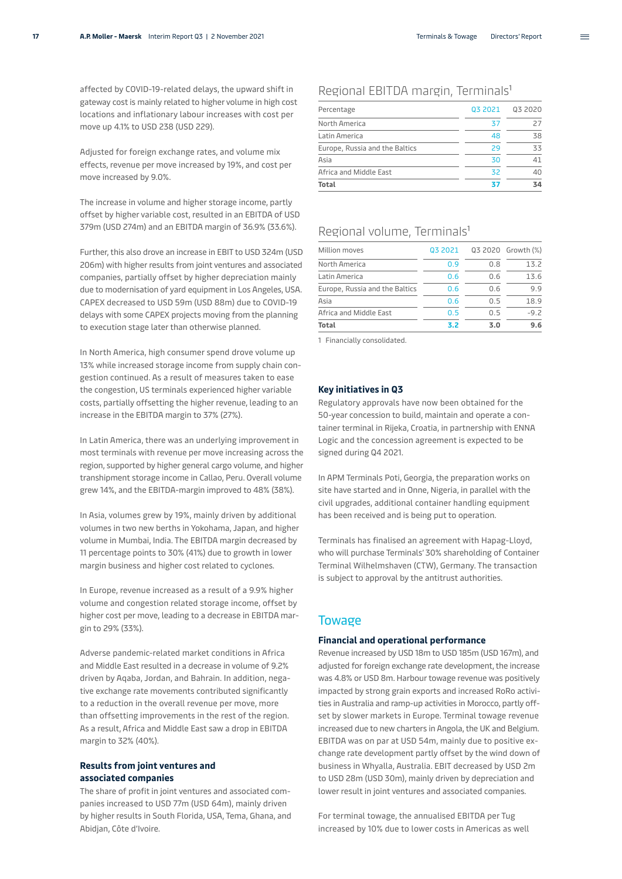affected by COVID-19-related delays, the upward shift in gateway cost is mainly related to higher volume in high cost locations and inflationary labour increases with cost per move up 4.1% to USD 238 (USD 229).

Adjusted for foreign exchange rates, and volume mix effects, revenue per move increased by 19%, and cost per move increased by 9.0%.

The increase in volume and higher storage income, partly offset by higher variable cost, resulted in an EBITDA of USD 379m (USD 274m) and an EBITDA margin of 36.9% (33.6%).

Further, this also drove an increase in EBIT to USD 324m (USD 206m) with higher results from joint ventures and associated companies, partially offset by higher depreciation mainly due to modernisation of yard equipment in Los Angeles, USA. CAPEX decreased to USD 59m (USD 88m) due to COVID-19 delays with some CAPEX projects moving from the planning to execution stage later than otherwise planned.

In North America, high consumer spend drove volume up 13% while increased storage income from supply chain congestion continued. As a result of measures taken to ease the congestion, US terminals experienced higher variable costs, partially offsetting the higher revenue, leading to an increase in the EBITDA margin to 37% (27%).

In Latin America, there was an underlying improvement in most terminals with revenue per move increasing across the region, supported by higher general cargo volume, and higher transhipment storage income in Callao, Peru. Overall volume grew 14%, and the EBITDA-margin improved to 48% (38%).

In Asia, volumes grew by 19%, mainly driven by additional volumes in two new berths in Yokohama, Japan, and higher volume in Mumbai, India. The EBITDA margin decreased by 11 percentage points to 30% (41%) due to growth in lower margin business and higher cost related to cyclones.

In Europe, revenue increased as a result of a 9.9% higher volume and congestion related storage income, offset by higher cost per move, leading to a decrease in EBITDA margin to 29% (33%).

Adverse pandemic-related market conditions in Africa and Middle East resulted in a decrease in volume of 9.2% driven by Aqaba, Jordan, and Bahrain. In addition, negative exchange rate movements contributed significantly to a reduction in the overall revenue per move, more than offsetting improvements in the rest of the region. As a result, Africa and Middle East saw a drop in EBITDA margin to 32% (40%).

### Results from joint ventures and associated companies

The share of profit in joint ventures and associated companies increased to USD 77m (USD 64m), mainly driven by higher results in South Florida, USA, Tema, Ghana, and Abidjan, Côte d'Ivoire.

## Regional EBITDA margin, Terminals[1]

| Percentage | Q3 2021 | Q3 2020 |
|---|---|---|
| North America | 37 | 27 |
| Latin America | 48 | 38 |
| Europe, Russia and the Baltics | 29 | 33 |
| Asia | 30 | 41 |
| Africa and Middle East | 32 | 40 |
| **Total** | **37** | **34** |

## Regional volume, Terminals[1]

| Million moves | Q3 2021 | Q3 2020 | Growth (%) |
|---|---|---|---|
| North America | 0.9 | 0.8 | 13.2 |
| Latin America | 0.6 | 0.6 | 13.6 |
| Europe, Russia and the Baltics | 0.6 | 0.6 | 9.9 |
| Asia | 0.6 | 0.5 | 18.9 |
| Africa and Middle East | 0.5 | 0.5 | -9.2 |
| **Total** | **3.2** | **3.0** | **9.6** |

1 Financially consolidated.

### Key initiatives in Q3

Regulatory approvals have now been obtained for the 50-year concession to build, maintain and operate a container terminal in Rijeka, Croatia, in partnership with ENNA Logic and the concession agreement is expected to be signed during Q4 2021.

In APM Terminals Poti, Georgia, the preparation works on site have started and in Onne, Nigeria, in parallel with the civil upgrades, additional container handling equipment has been received and is being put to operation.

Terminals has finalised an agreement with Hapag-Lloyd, who will purchase Terminals' 30% shareholding of Container Terminal Wilhelmshaven (CTW), Germany. The transaction is subject to approval by the antitrust authorities.

## Towage

### Financial and operational performance

Revenue increased by USD 18m to USD 185m (USD 167m), and adjusted for foreign exchange rate development, the increase was 4.8% or USD 8m. Harbour towage revenue was positively impacted by strong grain exports and increased RoRo activities in Australia and ramp-up activities in Morocco, partly offset by slower markets in Europe. Terminal towage revenue increased due to new charters in Angola, the UK and Belgium. EBITDA was on par at USD 54m, mainly due to positive exchange rate development partly offset by the wind down of business in Whyalla, Australia. EBIT decreased by USD 2m to USD 28m (USD 30m), mainly driven by depreciation and lower result in joint ventures and associated companies.

For terminal towage, the annualised EBITDA per Tug increased by 10% due to lower costs in Americas as well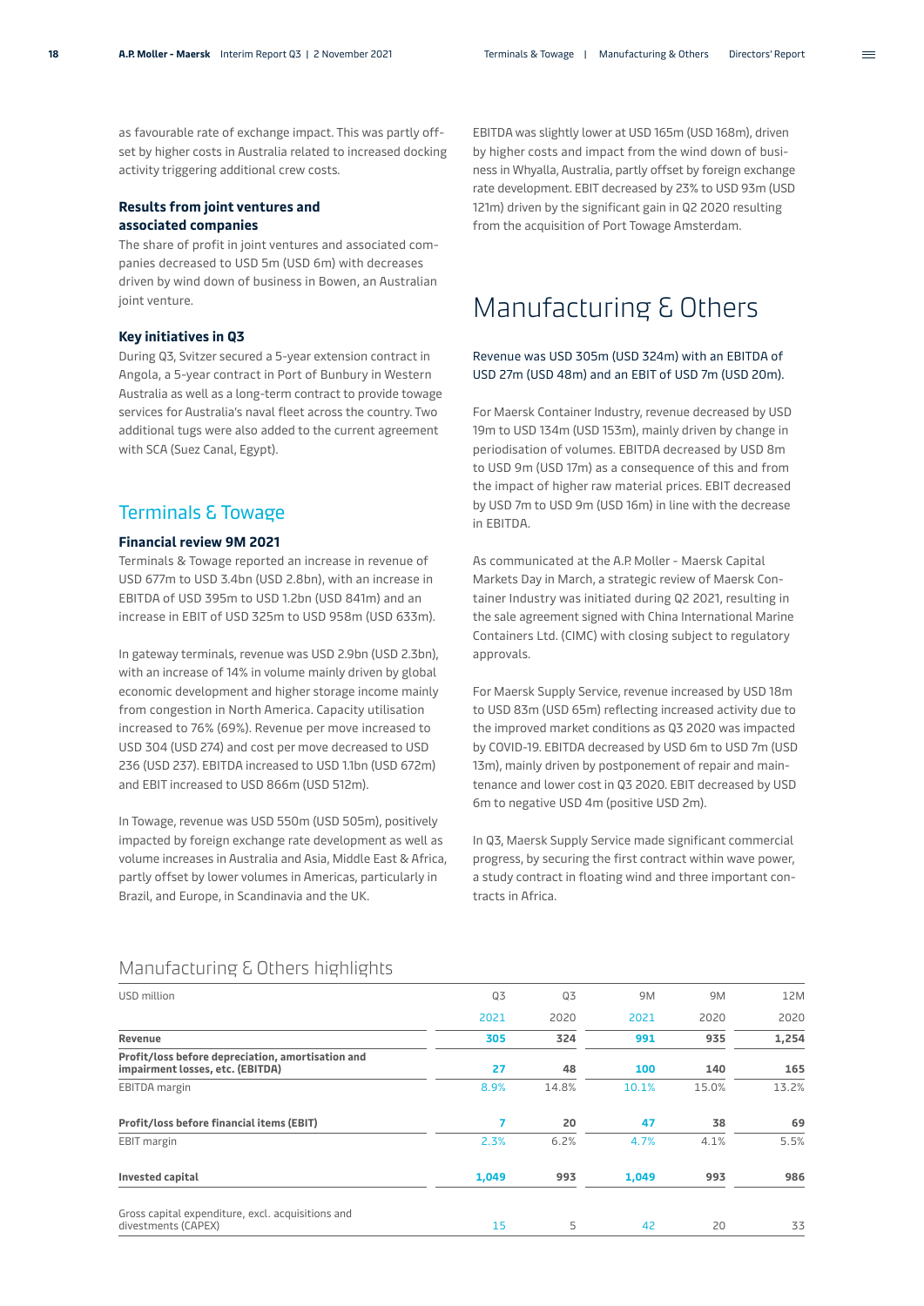as favourable rate of exchange impact. This was partly offset by higher costs in Australia related to increased docking activity triggering additional crew costs.

### Results from joint ventures and associated companies

The share of profit in joint ventures and associated companies decreased to USD 5m (USD 6m) with decreases driven by wind down of business in Bowen, an Australian joint venture.

### Key initiatives in Q3

During Q3, Svitzer secured a 5-year extension contract in Angola, a 5-year contract in Port of Bunbury in Western Australia as well as a long-term contract to provide towage services for Australia's naval fleet across the country. Two additional tugs were also added to the current agreement with SCA (Suez Canal, Egypt).

## Terminals & Towage

### Financial review 9M 2021

Terminals & Towage reported an increase in revenue of USD 677m to USD 3.4bn (USD 2.8bn), with an increase in EBITDA of USD 395m to USD 1.2bn (USD 841m) and an increase in EBIT of USD 325m to USD 958m (USD 633m).

In gateway terminals, revenue was USD 2.9bn (USD 2.3bn), with an increase of 14% in volume mainly driven by global economic development and higher storage income mainly from congestion in North America. Capacity utilisation increased to 76% (69%). Revenue per move increased to USD 304 (USD 274) and cost per move decreased to USD 236 (USD 237). EBITDA increased to USD 1.1bn (USD 672m) and EBIT increased to USD 866m (USD 512m).

In Towage, revenue was USD 550m (USD 505m), positively impacted by foreign exchange rate development as well as volume increases in Australia and Asia, Middle East & Africa, partly offset by lower volumes in Americas, particularly in Brazil, and Europe, in Scandinavia and the UK.

EBITDA was slightly lower at USD 165m (USD 168m), driven by higher costs and impact from the wind down of business in Whyalla, Australia, partly offset by foreign exchange rate development. EBIT decreased by 23% to USD 93m (USD 121m) driven by the significant gain in Q2 2020 resulting from the acquisition of Port Towage Amsterdam.

# Manufacturing & Others

Revenue was USD 305m (USD 324m) with an EBITDA of USD 27m (USD 48m) and an EBIT of USD 7m (USD 20m).

For Maersk Container Industry, revenue decreased by USD 19m to USD 134m (USD 153m), mainly driven by change in periodisation of volumes. EBITDA decreased by USD 8m to USD 9m (USD 17m) as a consequence of this and from the impact of higher raw material prices. EBIT decreased by USD 7m to USD 9m (USD 16m) in line with the decrease in EBITDA.

As communicated at the A.P. Moller - Maersk Capital Markets Day in March, a strategic review of Maersk Container Industry was initiated during Q2 2021, resulting in the sale agreement signed with China International Marine Containers Ltd. (CIMC) with closing subject to regulatory approvals.

For Maersk Supply Service, revenue increased by USD 18m to USD 83m (USD 65m) reflecting increased activity due to the improved market conditions as Q3 2020 was impacted by COVID-19. EBITDA decreased by USD 6m to USD 7m (USD 13m), mainly driven by postponement of repair and maintenance and lower cost in Q3 2020. EBIT decreased by USD 6m to negative USD 4m (positive USD 2m).

In Q3, Maersk Supply Service made significant commercial progress, by securing the first contract within wave power, a study contract in floating wind and three important contracts in Africa.

## Manufacturing & Others highlights

| USD million | Q3 2021 | Q3 2020 | 9M 2021 | 9M 2020 | 12M 2020 |
|---|---|---|---|---|---|
| **Revenue** | **305** | **324** | **991** | **935** | **1,254** |
| **Profit/loss before depreciation, amortisation and impairment losses, etc. (EBITDA)** | **27** | **48** | **100** | **140** | **165** |
| EBITDA margin | 8.9% | 14.8% | 10.1% | 15.0% | 13.2% |
| **Profit/loss before financial items (EBIT)** | **7** | **20** | **47** | **38** | **69** |
| EBIT margin | 2.3% | 6.2% | 4.7% | 4.1% | 5.5% |
| **Invested capital** | **1,049** | **993** | **1,049** | **993** | **986** |
| Gross capital expenditure, excl. acquisitions and divestments (CAPEX) | 15 | 5 | 42 | 20 | 33 |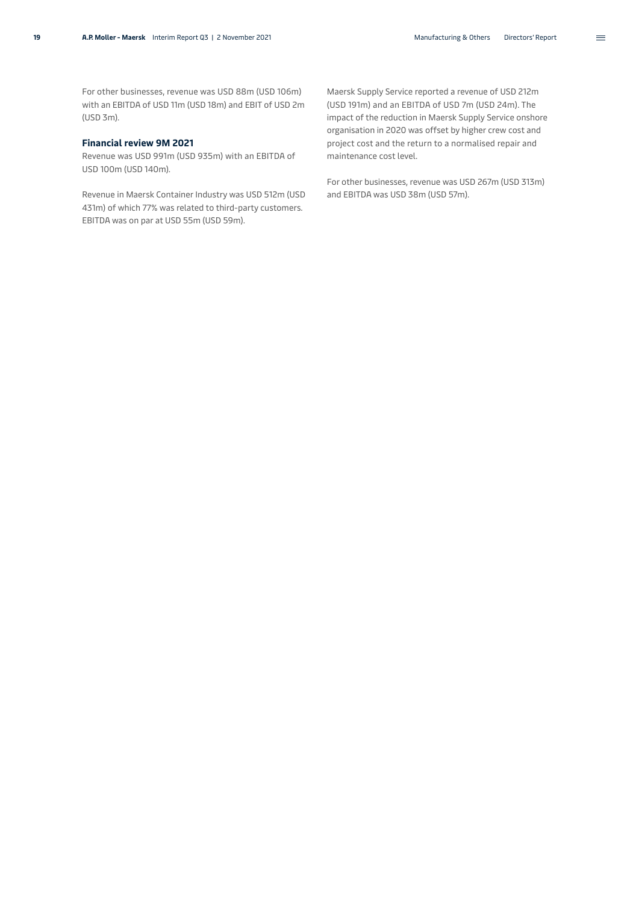For other businesses, revenue was USD 88m (USD 106m) with an EBITDA of USD 11m (USD 18m) and EBIT of USD 2m (USD 3m).

### Financial review 9M 2021

Revenue was USD 991m (USD 935m) with an EBITDA of USD 100m (USD 140m).

Revenue in Maersk Container Industry was USD 512m (USD 431m) of which 77% was related to third-party customers. EBITDA was on par at USD 55m (USD 59m).

Maersk Supply Service reported a revenue of USD 212m (USD 191m) and an EBITDA of USD 7m (USD 24m). The impact of the reduction in Maersk Supply Service onshore organisation in 2020 was offset by higher crew cost and project cost and the return to a normalised repair and maintenance cost level.

For other businesses, revenue was USD 267m (USD 313m) and EBITDA was USD 38m (USD 57m).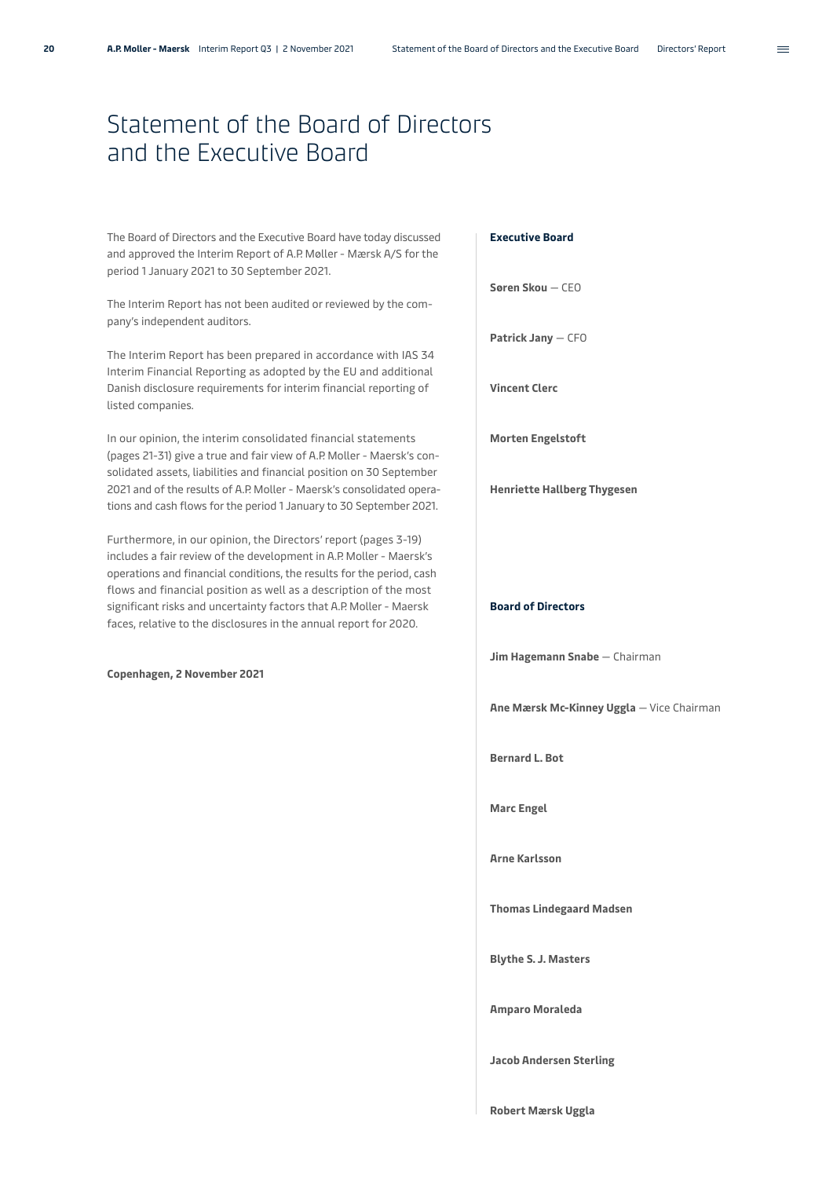# Statement of the Board of Directors and the Executive Board

The Board of Directors and the Executive Board have today discussed and approved the Interim Report of A.P. Møller - Mærsk A/S for the period 1 January 2021 to 30 September 2021.

The Interim Report has not been audited or reviewed by the company's independent auditors.

The Interim Report has been prepared in accordance with IAS 34 Interim Financial Reporting as adopted by the EU and additional Danish disclosure requirements for interim financial reporting of listed companies.

In our opinion, the interim consolidated financial statements (pages 21-31) give a true and fair view of A.P. Moller - Maersk's consolidated assets, liabilities and financial position on 30 September 2021 and of the results of A.P. Moller - Maersk's consolidated operations and cash flows for the period 1 January to 30 September 2021.

Furthermore, in our opinion, the Directors' report (pages 3-19) includes a fair review of the development in A.P. Moller - Maersk's operations and financial conditions, the results for the period, cash flows and financial position as well as a description of the most significant risks and uncertainty factors that A.P. Moller - Maersk faces, relative to the disclosures in the annual report for 2020.

**Copenhagen, 2 November 2021**

**Executive Board**

**Søren Skou** — CEO

**Patrick Jany** — CFO

**Vincent Clerc**

**Morten Engelstoft**

**Henriette Hallberg Thygesen**

**Board of Directors**

**Jim Hagemann Snabe** — Chairman

**Ane Mærsk Mc-Kinney Uggla** — Vice Chairman

**Bernard L. Bot**

**Marc Engel**

**Arne Karlsson**

**Thomas Lindegaard Madsen**

**Blythe S. J. Masters**

**Amparo Moraleda**

**Jacob Andersen Sterling**

**Robert Mærsk Uggla**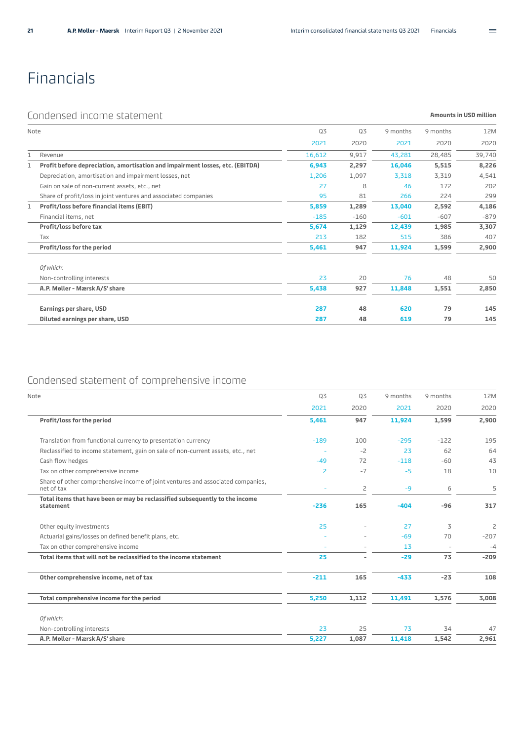# Financials

## Condensed income statement

**Amounts in USD million**

| Note | | Q3 2021 | Q3 2020 | 9 months 2021 | 9 months 2020 | 12M 2020 |
|---|---|---|---|---|---|---|
| 1 | Revenue | 16,612 | 9,917 | 43,281 | 28,485 | 39,740 |
| 1 | **Profit before depreciation, amortisation and impairment losses, etc. (EBITDA)** | **6,943** | **2,297** | **16,046** | **5,515** | **8,226** |
| | Depreciation, amortisation and impairment losses, net | 1,206 | 1,097 | 3,318 | 3,319 | 4,541 |
| | Gain on sale of non-current assets, etc., net | 27 | 8 | 46 | 172 | 202 |
| | Share of profit/loss in joint ventures and associated companies | 95 | 81 | 266 | 224 | 299 |
| 1 | **Profit/loss before financial items (EBIT)** | **5,859** | **1,289** | **13,040** | **2,592** | **4,186** |
| | Financial items, net | -185 | -160 | -601 | -607 | -879 |
| | **Profit/loss before tax** | **5,674** | **1,129** | **12,439** | **1,985** | **3,307** |
| | Tax | 213 | 182 | 515 | 386 | 407 |
| | **Profit/loss for the period** | **5,461** | **947** | **11,924** | **1,599** | **2,900** |
| | *Of which:* | | | | | |
| | Non-controlling interests | 23 | 20 | 76 | 48 | 50 |
| | **A.P. Møller - Mærsk A/S' share** | **5,438** | **927** | **11,848** | **1,551** | **2,850** |
| | **Earnings per share, USD** | **287** | **48** | **620** | **79** | **145** |
| | **Diluted earnings per share, USD** | **287** | **48** | **619** | **79** | **145** |

## Condensed statement of comprehensive income

| Note | | Q3 2021 | Q3 2020 | 9 months 2021 | 9 months 2020 | 12M 2020 |
|---|---|---|---|---|---|---|
| | **Profit/loss for the period** | **5,461** | **947** | **11,924** | **1,599** | **2,900** |
| | Translation from functional currency to presentation currency | -189 | 100 | -295 | -122 | 195 |
| | Reclassified to income statement, gain on sale of non-current assets, etc., net | - | -2 | 23 | 62 | 64 |
| | Cash flow hedges | -49 | 72 | -118 | -60 | 43 |
| | Tax on other comprehensive income | 2 | -7 | -5 | 18 | 10 |
| | Share of other comprehensive income of joint ventures and associated companies, net of tax | - | 2 | -9 | 6 | 5 |
| | **Total items that have been or may be reclassified subsequently to the income statement** | **-236** | **165** | **-404** | **-96** | **317** |
| | Other equity investments | 25 | - | 27 | 3 | 2 |
| | Actuarial gains/losses on defined benefit plans, etc. | - | - | -69 | 70 | -207 |
| | Tax on other comprehensive income | - | - | 13 | - | -4 |
| | **Total items that will not be reclassified to the income statement** | **25** | **-** | **-29** | **73** | **-209** |
| | **Other comprehensive income, net of tax** | **-211** | **165** | **-433** | **-23** | **108** |
| | **Total comprehensive income for the period** | **5,250** | **1,112** | **11,491** | **1,576** | **3,008** |
| | *Of which:* | | | | | |
| | Non-controlling interests | 23 | 25 | 73 | 34 | 47 |
| | **A.P. Møller - Mærsk A/S' share** | **5,227** | **1,087** | **11,418** | **1,542** | **2,961** |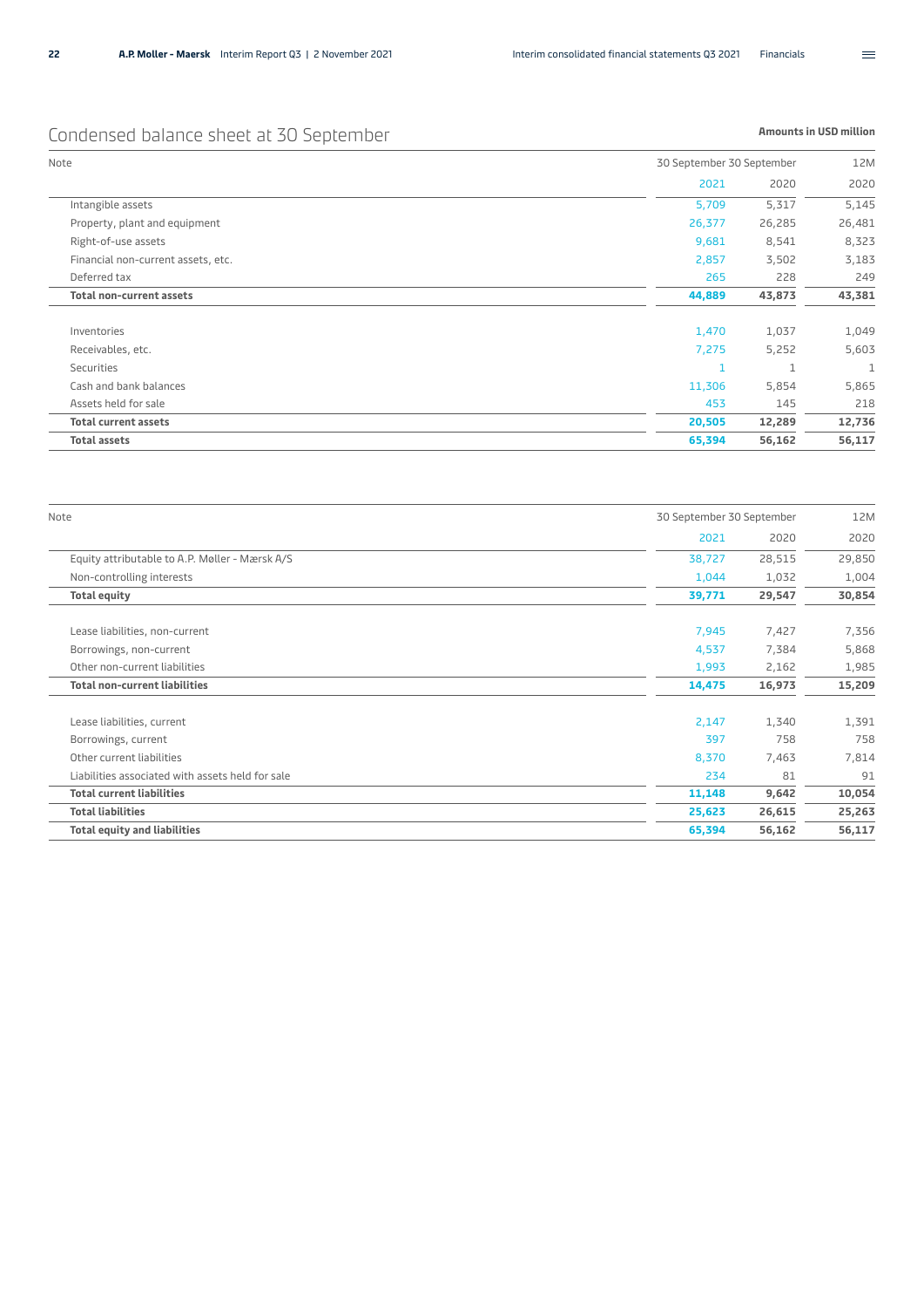# Condensed balance sheet at 30 September

**Amounts in USD million**

| Note | 30 September 2021 | 30 September 2020 | 12M 2020 |
|---|---|---|---|
| Intangible assets | 5,709 | 5,317 | 5,145 |
| Property, plant and equipment | 26,377 | 26,285 | 26,481 |
| Right-of-use assets | 9,681 | 8,541 | 8,323 |
| Financial non-current assets, etc. | 2,857 | 3,502 | 3,183 |
| Deferred tax | 265 | 228 | 249 |
| **Total non-current assets** | **44,889** | **43,873** | **43,381** |
| Inventories | 1,470 | 1,037 | 1,049 |
| Receivables, etc. | 7,275 | 5,252 | 5,603 |
| Securities | 1 | 1 | 1 |
| Cash and bank balances | 11,306 | 5,854 | 5,865 |
| Assets held for sale | 453 | 145 | 218 |
| **Total current assets** | **20,505** | **12,289** | **12,736** |
| **Total assets** | **65,394** | **56,162** | **56,117** |

| Note | 30 September 2021 | 30 September 2020 | 12M 2020 |
|---|---|---|---|
| Equity attributable to A.P. Møller - Mærsk A/S | 38,727 | 28,515 | 29,850 |
| Non-controlling interests | 1,044 | 1,032 | 1,004 |
| **Total equity** | **39,771** | **29,547** | **30,854** |
| Lease liabilities, non-current | 7,945 | 7,427 | 7,356 |
| Borrowings, non-current | 4,537 | 7,384 | 5,868 |
| Other non-current liabilities | 1,993 | 2,162 | 1,985 |
| **Total non-current liabilities** | **14,475** | **16,973** | **15,209** |
| Lease liabilities, current | 2,147 | 1,340 | 1,391 |
| Borrowings, current | 397 | 758 | 758 |
| Other current liabilities | 8,370 | 7,463 | 7,814 |
| Liabilities associated with assets held for sale | 234 | 81 | 91 |
| **Total current liabilities** | **11,148** | **9,642** | **10,054** |
| **Total liabilities** | **25,623** | **26,615** | **25,263** |
| **Total equity and liabilities** | **65,394** | **56,162** | **56,117** |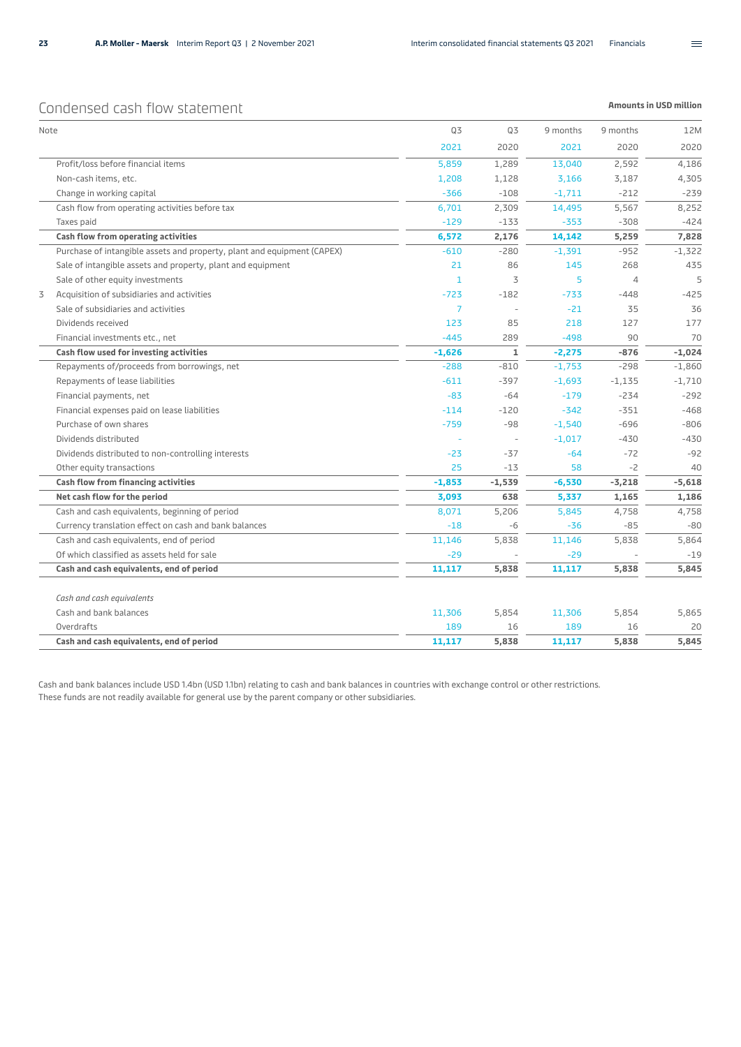## Condensed cash flow statement

**Amounts in USD million**

| Note | | Q3 2021 | Q3 2020 | 9 months 2021 | 9 months 2020 | 12M 2020 |
|---|---|---|---|---|---|---|
| | Profit/loss before financial items | 5,859 | 1,289 | 13,040 | 2,592 | 4,186 |
| | Non-cash items, etc. | 1,208 | 1,128 | 3,166 | 3,187 | 4,305 |
| | Change in working capital | -366 | -108 | -1,711 | -212 | -239 |
| | Cash flow from operating activities before tax | 6,701 | 2,309 | 14,495 | 5,567 | 8,252 |
| | Taxes paid | -129 | -133 | -353 | -308 | -424 |
| | **Cash flow from operating activities** | **6,572** | **2,176** | **14,142** | **5,259** | **7,828** |
| | Purchase of intangible assets and property, plant and equipment (CAPEX) | -610 | -280 | -1,391 | -952 | -1,322 |
| | Sale of intangible assets and property, plant and equipment | 21 | 86 | 145 | 268 | 435 |
| | Sale of other equity investments | 1 | 3 | 5 | 4 | 5 |
| 3 | Acquisition of subsidiaries and activities | -723 | -182 | -733 | -448 | -425 |
| | Sale of subsidiaries and activities | 7 | - | -21 | 35 | 36 |
| | Dividends received | 123 | 85 | 218 | 127 | 177 |
| | Financial investments etc., net | -445 | 289 | -498 | 90 | 70 |
| | **Cash flow used for investing activities** | **-1,626** | **1** | **-2,275** | **-876** | **-1,024** |
| | Repayments of/proceeds from borrowings, net | -288 | -810 | -1,753 | -298 | -1,860 |
| | Repayments of lease liabilities | -611 | -397 | -1,693 | -1,135 | -1,710 |
| | Financial payments, net | -83 | -64 | -179 | -234 | -292 |
| | Financial expenses paid on lease liabilities | -114 | -120 | -342 | -351 | -468 |
| | Purchase of own shares | -759 | -98 | -1,540 | -696 | -806 |
| | Dividends distributed | - | - | -1,017 | -430 | -430 |
| | Dividends distributed to non-controlling interests | -23 | -37 | -64 | -72 | -92 |
| | Other equity transactions | 25 | -13 | 58 | -2 | 40 |
| | **Cash flow from financing activities** | **-1,853** | **-1,539** | **-6,530** | **-3,218** | **-5,618** |
| | **Net cash flow for the period** | **3,093** | **638** | **5,337** | **1,165** | **1,186** |
| | Cash and cash equivalents, beginning of period | 8,071 | 5,206 | 5,845 | 4,758 | 4,758 |
| | Currency translation effect on cash and bank balances | -18 | -6 | -36 | -85 | -80 |
| | Cash and cash equivalents, end of period | 11,146 | 5,838 | 11,146 | 5,838 | 5,864 |
| | Of which classified as assets held for sale | -29 | - | -29 | - | -19 |
| | **Cash and cash equivalents, end of period** | **11,117** | **5,838** | **11,117** | **5,838** | **5,845** |
| | | | | | | |
| | *Cash and cash equivalents* | | | | | |
| | Cash and bank balances | 11,306 | 5,854 | 11,306 | 5,854 | 5,865 |
| | Overdrafts | 189 | 16 | 189 | 16 | 20 |
| | **Cash and cash equivalents, end of period** | **11,117** | **5,838** | **11,117** | **5,838** | **5,845** |

Cash and bank balances include USD 1.4bn (USD 1.1bn) relating to cash and bank balances in countries with exchange control or other restrictions. These funds are not readily available for general use by the parent company or other subsidiaries.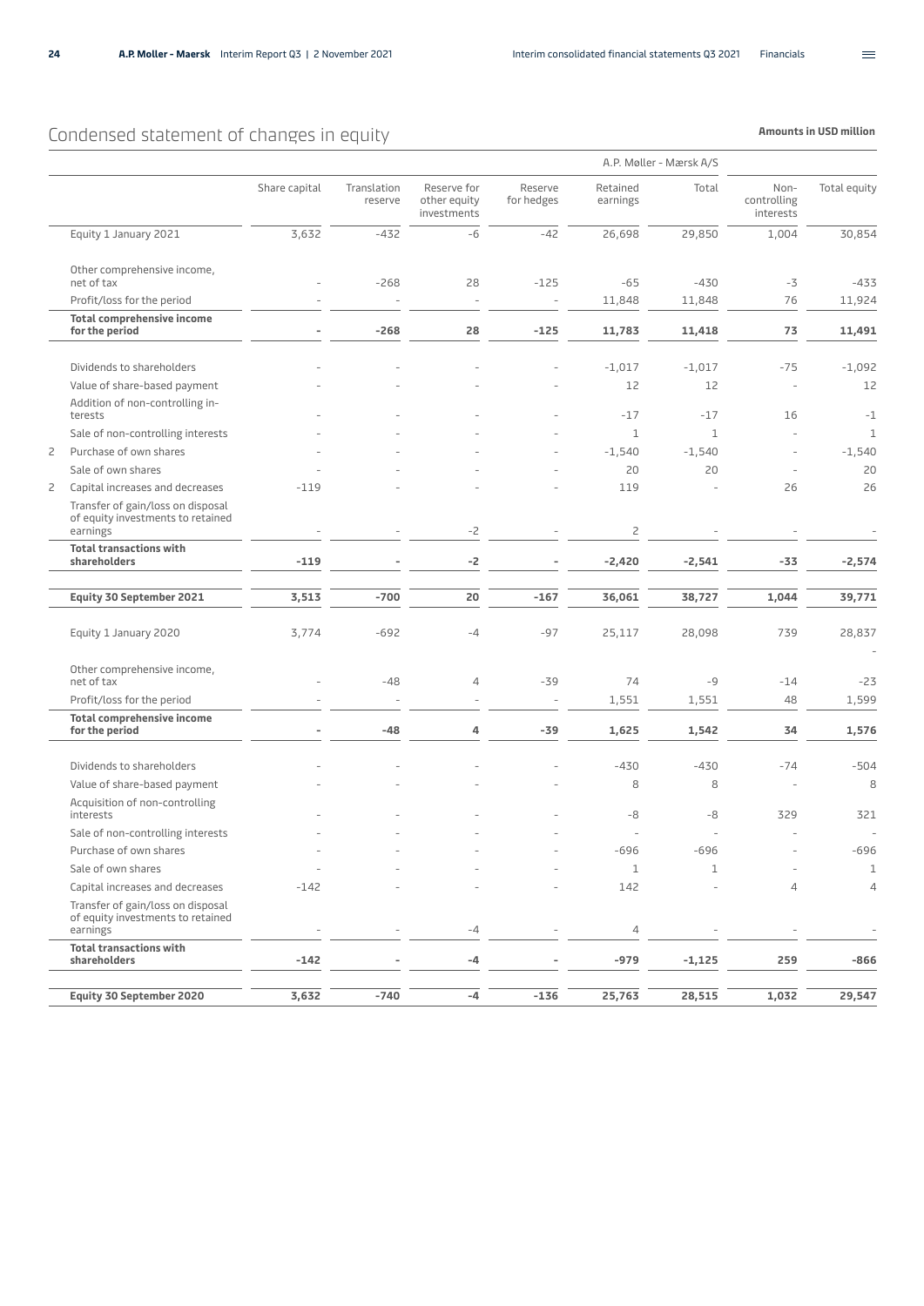# Condensed statement of changes in equity

**Amounts in USD million**

| | | A.P. Møller - Mærsk A/S | | | | | | | |
|---|---|---|---|---|---|---|---|---|---|
| | | Share capital | Translation reserve | Reserve for other equity investments | Reserve for hedges | Retained earnings | Total | Non-controlling interests | Total equity |
| | Equity 1 January 2021 | 3,632 | -432 | -6 | -42 | 26,698 | 29,850 | 1,004 | 30,854 |
| | Other comprehensive income, net of tax | - | -268 | 28 | -125 | -65 | -430 | -3 | -433 |
| | Profit/loss for the period | - | - | - | - | 11,848 | 11,848 | 76 | 11,924 |
| | **Total comprehensive income for the period** | **-** | **-268** | **28** | **-125** | **11,783** | **11,418** | **73** | **11,491** |
| | Dividends to shareholders | - | - | - | - | -1,017 | -1,017 | -75 | -1,092 |
| | Value of share-based payment | - | - | - | - | 12 | 12 | - | 12 |
| | Addition of non-controlling interests | - | - | - | - | -17 | -17 | 16 | -1 |
| | Sale of non-controlling interests | - | - | - | - | 1 | 1 | - | 1 |
| 2 | Purchase of own shares | - | - | - | - | -1,540 | -1,540 | - | -1,540 |
| | Sale of own shares | - | - | - | - | 20 | 20 | - | 20 |
| 2 | Capital increases and decreases | -119 | - | - | - | 119 | - | 26 | 26 |
| | Transfer of gain/loss on disposal of equity investments to retained earnings | - | - | -2 | - | 2 | - | - | - |
| | **Total transactions with shareholders** | **-119** | **-** | **-2** | **-** | **-2,420** | **-2,541** | **-33** | **-2,574** |
| | **Equity 30 September 2021** | **3,513** | **-700** | **20** | **-167** | **36,061** | **38,727** | **1,044** | **39,771** |
| | Equity 1 January 2020 | 3,774 | -692 | -4 | -97 | 25,117 | 28,098 | 739 | 28,837 |
| | Other comprehensive income, net of tax | - | -48 | 4 | -39 | 74 | -9 | -14 | -23 |
| | Profit/loss for the period | - | - | - | - | 1,551 | 1,551 | 48 | 1,599 |
| | **Total comprehensive income for the period** | **-** | **-48** | **4** | **-39** | **1,625** | **1,542** | **34** | **1,576** |
| | Dividends to shareholders | - | - | - | - | -430 | -430 | -74 | -504 |
| | Value of share-based payment | - | - | - | - | 8 | 8 | - | 8 |
| | Acquisition of non-controlling interests | - | - | - | - | -8 | -8 | 329 | 321 |
| | Sale of non-controlling interests | - | - | - | - | - | - | - | - |
| | Purchase of own shares | - | - | - | - | -696 | -696 | - | -696 |
| | Sale of own shares | - | - | - | - | 1 | 1 | - | 1 |
| | Capital increases and decreases | -142 | - | - | - | 142 | - | 4 | 4 |
| | Transfer of gain/loss on disposal of equity investments to retained earnings | - | - | -4 | - | 4 | - | - | - |
| | **Total transactions with shareholders** | **-142** | **-** | **-4** | **-** | **-979** | **-1,125** | **259** | **-866** |
| | **Equity 30 September 2020** | **3,632** | **-740** | **-4** | **-136** | **25,763** | **28,515** | **1,032** | **29,547** |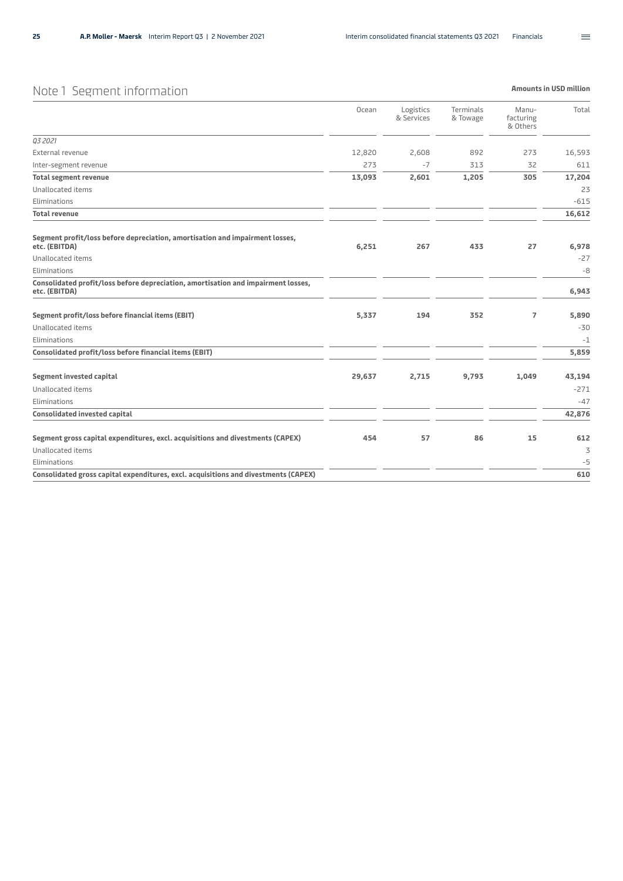## Note 1 Segment information

**Amounts in USD million**

| | Ocean | Logistics & Services | Terminals & Towage | Manu-facturing & Others | Total |
|---|---|---|---|---|---|
| *Q3 2021* | | | | | |
| External revenue | 12,820 | 2,608 | 892 | 273 | 16,593 |
| Inter-segment revenue | 273 | -7 | 313 | 32 | 611 |
| **Total segment revenue** | **13,093** | **2,601** | **1,205** | **305** | **17,204** |
| Unallocated items | | | | | 23 |
| Eliminations | | | | | -615 |
| **Total revenue** | | | | | **16,612** |
| **Segment profit/loss before depreciation, amortisation and impairment losses, etc. (EBITDA)** | **6,251** | **267** | **433** | **27** | **6,978** |
| Unallocated items | | | | | -27 |
| Eliminations | | | | | -8 |
| **Consolidated profit/loss before depreciation, amortisation and impairment losses, etc. (EBITDA)** | | | | | **6,943** |
| **Segment profit/loss before financial items (EBIT)** | **5,337** | **194** | **352** | **7** | **5,890** |
| Unallocated items | | | | | -30 |
| Eliminations | | | | | -1 |
| **Consolidated profit/loss before financial items (EBIT)** | | | | | **5,859** |
| **Segment invested capital** | **29,637** | **2,715** | **9,793** | **1,049** | **43,194** |
| Unallocated items | | | | | -271 |
| Eliminations | | | | | -47 |
| **Consolidated invested capital** | | | | | **42,876** |
| **Segment gross capital expenditures, excl. acquisitions and divestments (CAPEX)** | **454** | **57** | **86** | **15** | **612** |
| Unallocated items | | | | | 3 |
| Eliminations | | | | | -5 |
| **Consolidated gross capital expenditures, excl. acquisitions and divestments (CAPEX)** | | | | | **610** |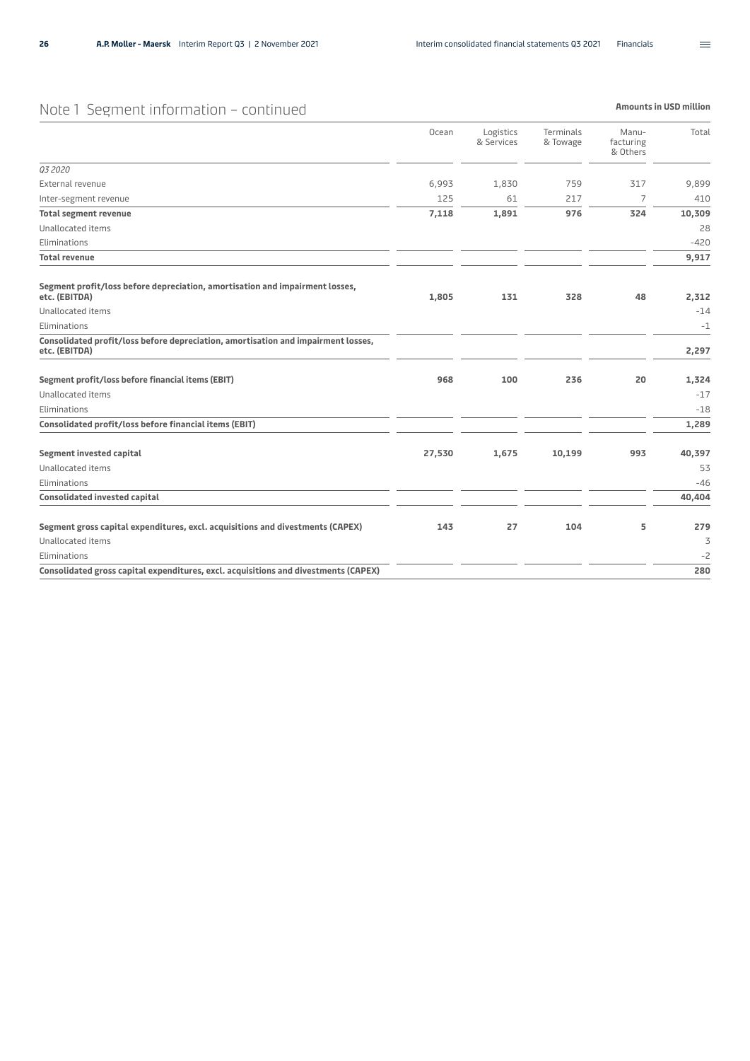## Note 1 Segment information – continued

**Amounts in USD million**

| | Ocean | Logistics & Services | Terminals & Towage | Manu-facturing & Others | Total |
|---|---|---|---|---|---|
| *Q3 2020* | | | | | |
| External revenue | 6,993 | 1,830 | 759 | 317 | 9,899 |
| Inter-segment revenue | 125 | 61 | 217 | 7 | 410 |
| **Total segment revenue** | **7,118** | **1,891** | **976** | **324** | **10,309** |
| Unallocated items | | | | | 28 |
| Eliminations | | | | | -420 |
| **Total revenue** | | | | | **9,917** |
| **Segment profit/loss before depreciation, amortisation and impairment losses, etc. (EBITDA)** | **1,805** | **131** | **328** | **48** | **2,312** |
| Unallocated items | | | | | -14 |
| Eliminations | | | | | -1 |
| **Consolidated profit/loss before depreciation, amortisation and impairment losses, etc. (EBITDA)** | | | | | **2,297** |
| **Segment profit/loss before financial items (EBIT)** | **968** | **100** | **236** | **20** | **1,324** |
| Unallocated items | | | | | -17 |
| Eliminations | | | | | -18 |
| **Consolidated profit/loss before financial items (EBIT)** | | | | | **1,289** |
| **Segment invested capital** | **27,530** | **1,675** | **10,199** | **993** | **40,397** |
| Unallocated items | | | | | 53 |
| Eliminations | | | | | -46 |
| **Consolidated invested capital** | | | | | **40,404** |
| **Segment gross capital expenditures, excl. acquisitions and divestments (CAPEX)** | **143** | **27** | **104** | **5** | **279** |
| Unallocated items | | | | | 3 |
| Eliminations | | | | | -2 |
| **Consolidated gross capital expenditures, excl. acquisitions and divestments (CAPEX)** | | | | | **280** |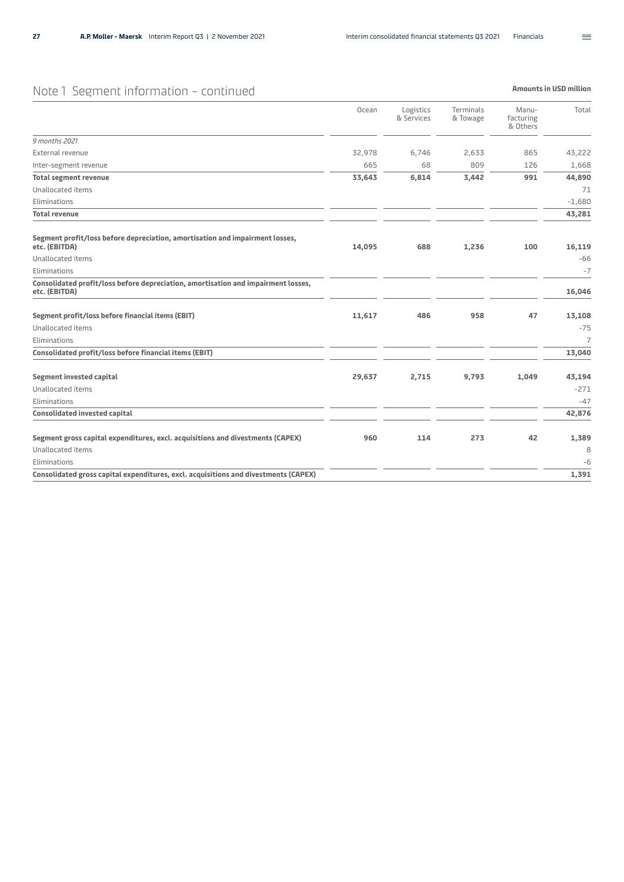## Note 1 Segment information – continued

**Amounts in USD million**

| | Ocean | Logistics & Services | Terminals & Towage | Manu-facturing & Others | Total |
|---|---|---|---|---|---|
| *9 months 2021* | | | | | |
| External revenue | 32,978 | 6,746 | 2,633 | 865 | 43,222 |
| Inter-segment revenue | 665 | 68 | 809 | 126 | 1,668 |
| **Total segment revenue** | **33,643** | **6,814** | **3,442** | **991** | **44,890** |
| Unallocated items | | | | | 71 |
| Eliminations | | | | | -1,680 |
| **Total revenue** | | | | | **43,281** |
| **Segment profit/loss before depreciation, amortisation and impairment losses, etc. (EBITDA)** | **14,095** | **688** | **1,236** | **100** | **16,119** |
| Unallocated items | | | | | -66 |
| Eliminations | | | | | -7 |
| **Consolidated profit/loss before depreciation, amortisation and impairment losses, etc. (EBITDA)** | | | | | **16,046** |
| **Segment profit/loss before financial items (EBIT)** | **11,617** | **486** | **958** | **47** | **13,108** |
| Unallocated items | | | | | -75 |
| Eliminations | | | | | 7 |
| **Consolidated profit/loss before financial items (EBIT)** | | | | | **13,040** |
| **Segment invested capital** | **29,637** | **2,715** | **9,793** | **1,049** | **43,194** |
| Unallocated items | | | | | -271 |
| Eliminations | | | | | -47 |
| **Consolidated invested capital** | | | | | **42,876** |
| **Segment gross capital expenditures, excl. acquisitions and divestments (CAPEX)** | **960** | **114** | **273** | **42** | **1,389** |
| Unallocated items | | | | | 8 |
| Eliminations | | | | | -6 |
| **Consolidated gross capital expenditures, excl. acquisitions and divestments (CAPEX)** | | | | | **1,391** |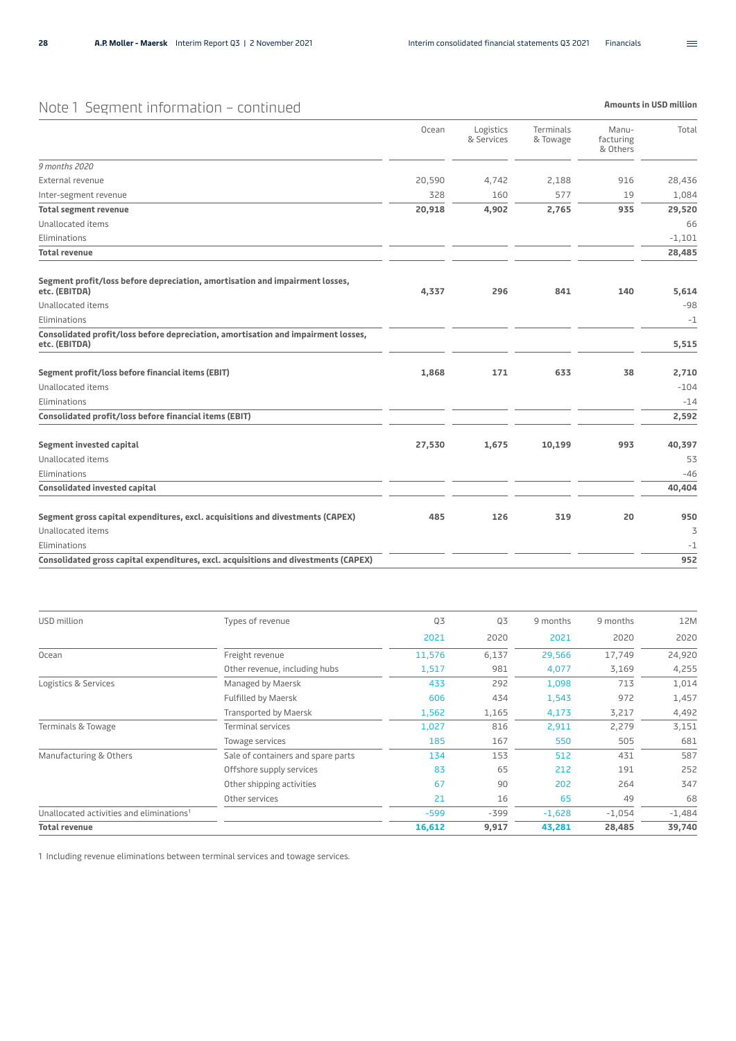## Note 1 Segment information – continued

**Amounts in USD million**

| | Ocean | Logistics & Services | Terminals & Towage | Manu-facturing & Others | Total |
|---|---|---|---|---|---|
| *9 months 2020* | | | | | |
| External revenue | 20,590 | 4,742 | 2,188 | 916 | 28,436 |
| Inter-segment revenue | 328 | 160 | 577 | 19 | 1,084 |
| **Total segment revenue** | **20,918** | **4,902** | **2,765** | **935** | **29,520** |
| Unallocated items | | | | | 66 |
| Eliminations | | | | | -1,101 |
| **Total revenue** | | | | | **28,485** |
| **Segment profit/loss before depreciation, amortisation and impairment losses, etc. (EBITDA)** | **4,337** | **296** | **841** | **140** | **5,614** |
| Unallocated items | | | | | -98 |
| Eliminations | | | | | -1 |
| **Consolidated profit/loss before depreciation, amortisation and impairment losses, etc. (EBITDA)** | | | | | **5,515** |
| **Segment profit/loss before financial items (EBIT)** | **1,868** | **171** | **633** | **38** | **2,710** |
| Unallocated items | | | | | -104 |
| Eliminations | | | | | -14 |
| **Consolidated profit/loss before financial items (EBIT)** | | | | | **2,592** |
| **Segment invested capital** | **27,530** | **1,675** | **10,199** | **993** | **40,397** |
| Unallocated items | | | | | 53 |
| Eliminations | | | | | -46 |
| **Consolidated invested capital** | | | | | **40,404** |
| **Segment gross capital expenditures, excl. acquisitions and divestments (CAPEX)** | **485** | **126** | **319** | **20** | **950** |
| Unallocated items | | | | | 3 |
| Eliminations | | | | | -1 |
| **Consolidated gross capital expenditures, excl. acquisitions and divestments (CAPEX)** | | | | | **952** |

| USD million | Types of revenue | Q3 2021 | Q3 2020 | 9 months 2021 | 9 months 2020 | 12M 2020 |
|---|---|---|---|---|---|---|
| Ocean | Freight revenue | 11,576 | 6,137 | 29,566 | 17,749 | 24,920 |
| | Other revenue, including hubs | 1,517 | 981 | 4,077 | 3,169 | 4,255 |
| Logistics & Services | Managed by Maersk | 433 | 292 | 1,098 | 713 | 1,014 |
| | Fulfilled by Maersk | 606 | 434 | 1,543 | 972 | 1,457 |
| | Transported by Maersk | 1,562 | 1,165 | 4,173 | 3,217 | 4,492 |
| Terminals & Towage | Terminal services | 1,027 | 816 | 2,911 | 2,279 | 3,151 |
| | Towage services | 185 | 167 | 550 | 505 | 681 |
| Manufacturing & Others | Sale of containers and spare parts | 134 | 153 | 512 | 431 | 587 |
| | Offshore supply services | 83 | 65 | 212 | 191 | 252 |
| | Other shipping activities | 67 | 90 | 202 | 264 | 347 |
| | Other services | 21 | 16 | 65 | 49 | 68 |
| Unallocated activities and eliminations[1] | | -599 | -399 | -1,628 | -1,054 | -1,484 |
| **Total revenue** | | **16,612** | **9,917** | **43,281** | **28,485** | **39,740** |

1 Including revenue eliminations between terminal services and towage services.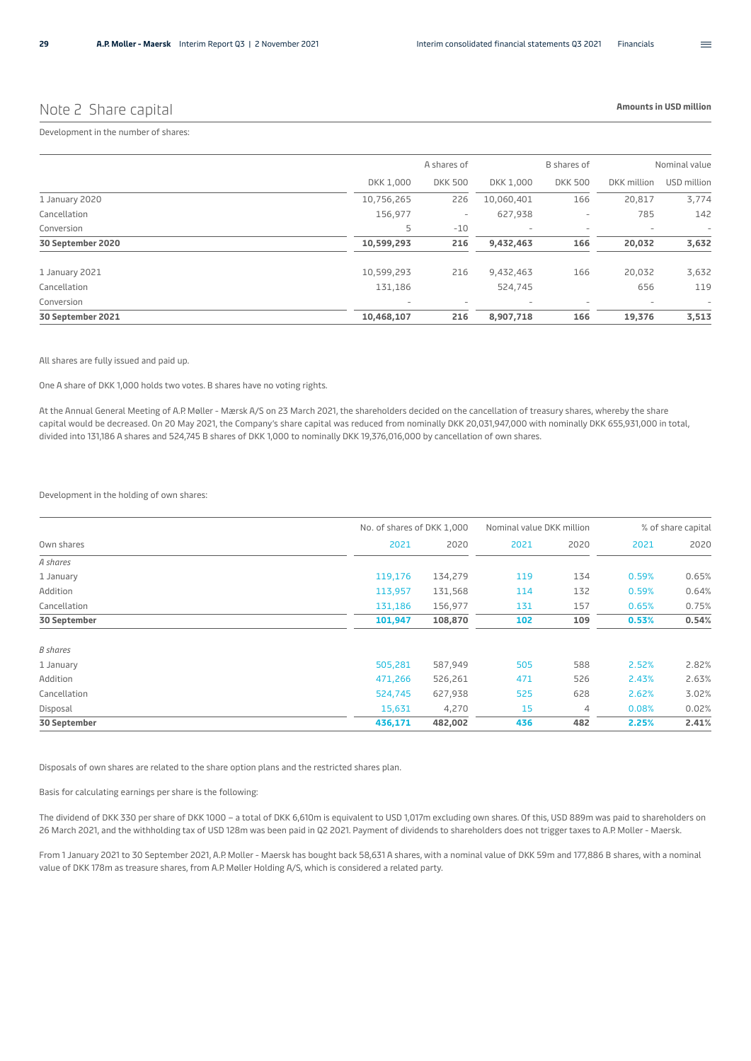## Note 2 Share capital

**Amounts in USD million**

Development in the number of shares:

| | A shares of | | B shares of | | Nominal value | |
|---|---|---|---|---|---|---|
| | DKK 1,000 | DKK 500 | DKK 1,000 | DKK 500 | DKK million | USD million |
| 1 January 2020 | 10,756,265 | 226 | 10,060,401 | 166 | 20,817 | 3,774 |
| Cancellation | 156,977 | - | 627,938 | - | 785 | 142 |
| Conversion | 5 | -10 | - | - | - | - |
| **30 September 2020** | **10,599,293** | **216** | **9,432,463** | **166** | **20,032** | **3,632** |
| 1 January 2021 | 10,599,293 | 216 | 9,432,463 | 166 | 20,032 | 3,632 |
| Cancellation | 131,186 | | 524,745 | | 656 | 119 |
| Conversion | - | - | - | - | - | - |
| **30 September 2021** | **10,468,107** | **216** | **8,907,718** | **166** | **19,376** | **3,513** |

All shares are fully issued and paid up.

One A share of DKK 1,000 holds two votes. B shares have no voting rights.

At the Annual General Meeting of A.P. Møller - Mærsk A/S on 23 March 2021, the shareholders decided on the cancellation of treasury shares, whereby the share capital would be decreased. On 20 May 2021, the Company's share capital was reduced from nominally DKK 20,031,947,000 with nominally DKK 655,931,000 in total, divided into 131,186 A shares and 524,745 B shares of DKK 1,000 to nominally DKK 19,376,016,000 by cancellation of own shares.

Development in the holding of own shares:

| | No. of shares of DKK 1,000 | | Nominal value DKK million | | % of share capital | |
|---|---|---|---|---|---|---|
| Own shares | 2021 | 2020 | 2021 | 2020 | 2021 | 2020 |
| *A shares* | | | | | | |
| 1 January | 119,176 | 134,279 | 119 | 134 | 0.59% | 0.65% |
| Addition | 113,957 | 131,568 | 114 | 132 | 0.59% | 0.64% |
| Cancellation | 131,186 | 156,977 | 131 | 157 | 0.65% | 0.75% |
| **30 September** | **101,947** | **108,870** | **102** | **109** | **0.53%** | **0.54%** |
| *B shares* | | | | | | |
| 1 January | 505,281 | 587,949 | 505 | 588 | 2.52% | 2.82% |
| Addition | 471,266 | 526,261 | 471 | 526 | 2.43% | 2.63% |
| Cancellation | 524,745 | 627,938 | 525 | 628 | 2.62% | 3.02% |
| Disposal | 15,631 | 4,270 | 15 | 4 | 0.08% | 0.02% |
| **30 September** | **436,171** | **482,002** | **436** | **482** | **2.25%** | **2.41%** |

Disposals of own shares are related to the share option plans and the restricted shares plan.

Basis for calculating earnings per share is the following:

The dividend of DKK 330 per share of DKK 1000 – a total of DKK 6,610m is equivalent to USD 1,017m excluding own shares. Of this, USD 889m was paid to shareholders on 26 March 2021, and the withholding tax of USD 128m was been paid in Q2 2021. Payment of dividends to shareholders does not trigger taxes to A.P. Moller - Maersk.

From 1 January 2021 to 30 September 2021, A.P. Moller - Maersk has bought back 58,631 A shares, with a nominal value of DKK 59m and 177,886 B shares, with a nominal value of DKK 178m as treasure shares, from A.P. Møller Holding A/S, which is considered a related party.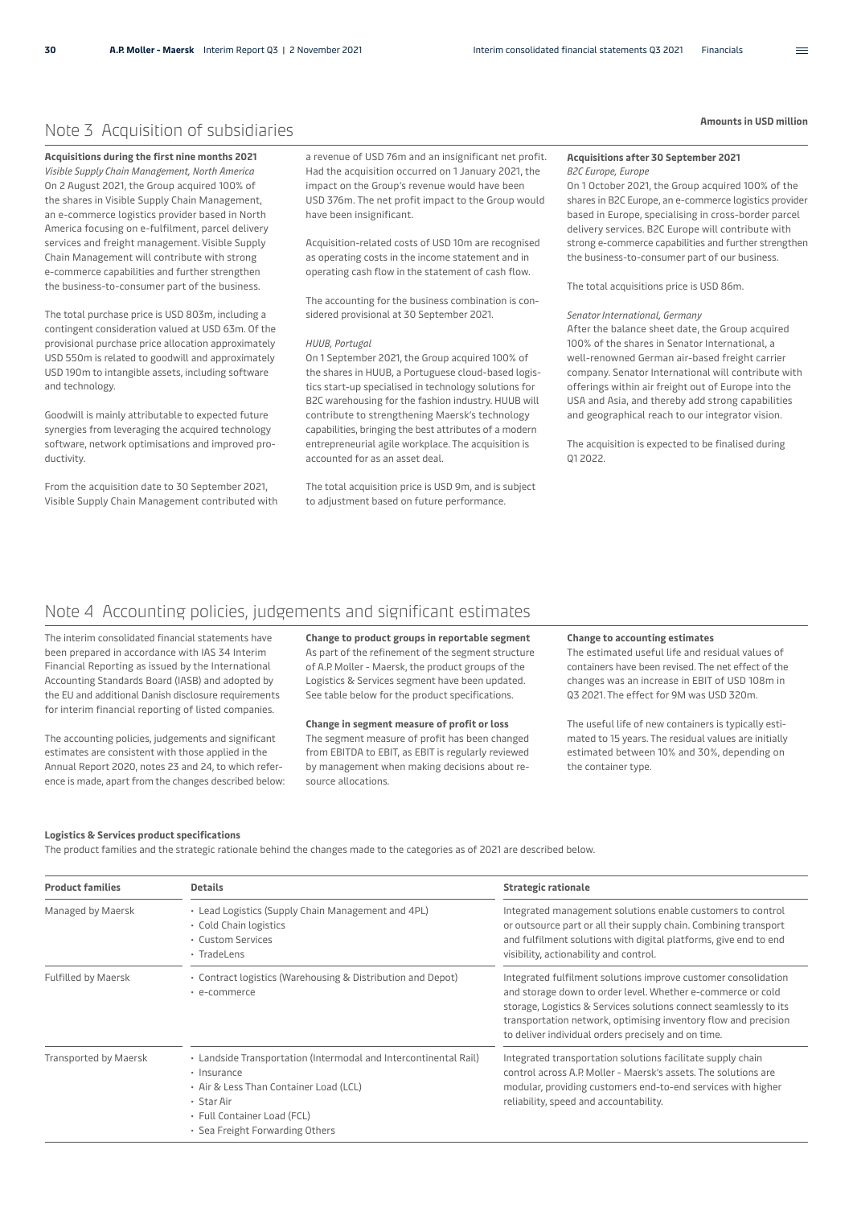## Note 3 Acquisition of subsidiaries

**Amounts in USD million**

**Acquisitions during the first nine months 2021**

*Visible Supply Chain Management, North America*

On 2 August 2021, the Group acquired 100% of the shares in Visible Supply Chain Management, an e-commerce logistics provider based in North America focusing on e-fulfilment, parcel delivery services and freight management. Visible Supply Chain Management will contribute with strong e-commerce capabilities and further strengthen the business-to-consumer part of the business.

The total purchase price is USD 803m, including a contingent consideration valued at USD 63m. Of the provisional purchase price allocation approximately USD 550m is related to goodwill and approximately USD 190m to intangible assets, including software and technology.

Goodwill is mainly attributable to expected future synergies from leveraging the acquired technology software, network optimisations and improved productivity.

From the acquisition date to 30 September 2021, Visible Supply Chain Management contributed with a revenue of USD 76m and an insignificant net profit. Had the acquisition occurred on 1 January 2021, the impact on the Group's revenue would have been USD 376m. The net profit impact to the Group would have been insignificant.

Acquisition-related costs of USD 10m are recognised as operating costs in the income statement and in operating cash flow in the statement of cash flow.

The accounting for the business combination is considered provisional at 30 September 2021.

*HUUB, Portugal*

On 1 September 2021, the Group acquired 100% of the shares in HUUB, a Portuguese cloud-based logistics start-up specialised in technology solutions for B2C warehousing for the fashion industry. HUUB will contribute to strengthening Maersk's technology capabilities, bringing the best attributes of a modern entrepreneurial agile workplace. The acquisition is accounted for as an asset deal.

The total acquisition price is USD 9m, and is subject to adjustment based on future performance.

**Acquisitions after 30 September 2021**

*B2C Europe, Europe*

On 1 October 2021, the Group acquired 100% of the shares in B2C Europe, an e-commerce logistics provider based in Europe, specialising in cross-border parcel delivery services. B2C Europe will contribute with strong e-commerce capabilities and further strengthen the business-to-consumer part of our business.

The total acquisitions price is USD 86m.

*Senator International, Germany*

After the balance sheet date, the Group acquired 100% of the shares in Senator International, a well-renowned German air-based freight carrier company. Senator International will contribute with offerings within air freight out of Europe into the USA and Asia, and thereby add strong capabilities and geographical reach to our integrator vision.

The acquisition is expected to be finalised during Q1 2022.

## Note 4 Accounting policies, judgements and significant estimates

The interim consolidated financial statements have been prepared in accordance with IAS 34 Interim Financial Reporting as issued by the International Accounting Standards Board (IASB) and adopted by the EU and additional Danish disclosure requirements for interim financial reporting of listed companies.

The accounting policies, judgements and significant estimates are consistent with those applied in the Annual Report 2020, notes 23 and 24, to which reference is made, apart from the changes described below:

**Change to product groups in reportable segment**

As part of the refinement of the segment structure of A.P. Moller - Maersk, the product groups of the Logistics & Services segment have been updated. See table below for the product specifications.

**Change in segment measure of profit or loss**

The segment measure of profit has been changed from EBITDA to EBIT, as EBIT is regularly reviewed by management when making decisions about resource allocations.

**Change to accounting estimates**

The estimated useful life and residual values of containers have been revised. The net effect of the changes was an increase in EBIT of USD 108m in Q3 2021. The effect for 9M was USD 320m.

The useful life of new containers is typically estimated to 15 years. The residual values are initially estimated between 10% and 30%, depending on the container type.

**Logistics & Services product specifications**

The product families and the strategic rationale behind the changes made to the categories as of 2021 are described below.

| Product families | Details | Strategic rationale |
|---|---|---|
| Managed by Maersk | • Lead Logistics (Supply Chain Management and 4PL)<br>• Cold Chain logistics<br>• Custom Services<br>• TradeLens | Integrated management solutions enable customers to control or outsource part or all their supply chain. Combining transport and fulfilment solutions with digital platforms, give end to end visibility, actionability and control. |
| Fulfilled by Maersk | • Contract logistics (Warehousing & Distribution and Depot)<br>• e-commerce | Integrated fulfilment solutions improve customer consolidation and storage down to order level. Whether e-commerce or cold storage, Logistics & Services solutions connect seamlessly to its transportation network, optimising inventory flow and precision to deliver individual orders precisely and on time. |
| Transported by Maersk | • Landside Transportation (Intermodal and Intercontinental Rail)<br>• Insurance<br>• Air & Less Than Container Load (LCL)<br>• Star Air<br>• Full Container Load (FCL)<br>• Sea Freight Forwarding Others | Integrated transportation solutions facilitate supply chain control across A.P. Moller - Maersk's assets. The solutions are modular, providing customers end-to-end services with higher reliability, speed and accountability. |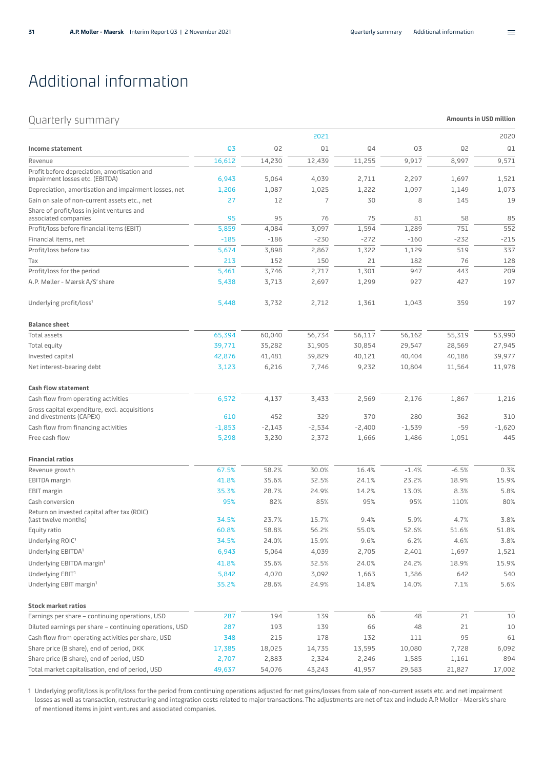# Additional information

## Quarterly summary

**Amounts in USD million**

| | 2021 | | | 2020 | | | |
|---|---|---|---|---|---|---|---|
| **Income statement** | Q3 | Q2 | Q1 | Q4 | Q3 | Q2 | Q1 |
| Revenue | 16,612 | 14,230 | 12,439 | 11,255 | 9,917 | 8,997 | 9,571 |
| Profit before depreciation, amortisation and impairment losses etc. (EBITDA) | 6,943 | 5,064 | 4,039 | 2,711 | 2,297 | 1,697 | 1,521 |
| Depreciation, amortisation and impairment losses, net | 1,206 | 1,087 | 1,025 | 1,222 | 1,097 | 1,149 | 1,073 |
| Gain on sale of non-current assets etc., net | 27 | 12 | 7 | 30 | 8 | 145 | 19 |
| Share of profit/loss in joint ventures and associated companies | 95 | 95 | 76 | 75 | 81 | 58 | 85 |
| Profit/loss before financial items (EBIT) | 5,859 | 4,084 | 3,097 | 1,594 | 1,289 | 751 | 552 |
| Financial items, net | -185 | -186 | -230 | -272 | -160 | -232 | -215 |
| Profit/loss before tax | 5,674 | 3,898 | 2,867 | 1,322 | 1,129 | 519 | 337 |
| Tax | 213 | 152 | 150 | 21 | 182 | 76 | 128 |
| Profit/loss for the period | 5,461 | 3,746 | 2,717 | 1,301 | 947 | 443 | 209 |
| A.P. Møller - Mærsk A/S' share | 5,438 | 3,713 | 2,697 | 1,299 | 927 | 427 | 197 |
| Underlying profit/loss[1] | 5,448 | 3,732 | 2,712 | 1,361 | 1,043 | 359 | 197 |
| **Balance sheet** | | | | | | | |
| Total assets | 65,394 | 60,040 | 56,734 | 56,117 | 56,162 | 55,319 | 53,990 |
| Total equity | 39,771 | 35,282 | 31,905 | 30,854 | 29,547 | 28,569 | 27,945 |
| Invested capital | 42,876 | 41,481 | 39,829 | 40,121 | 40,404 | 40,186 | 39,977 |
| Net interest-bearing debt | 3,123 | 6,216 | 7,746 | 9,232 | 10,804 | 11,564 | 11,978 |
| **Cash flow statement** | | | | | | | |
| Cash flow from operating activities | 6,572 | 4,137 | 3,433 | 2,569 | 2,176 | 1,867 | 1,216 |
| Gross capital expenditure, excl. acquisitions and divestments (CAPEX) | 610 | 452 | 329 | 370 | 280 | 362 | 310 |
| Cash flow from financing activities | -1,853 | -2,143 | -2,534 | -2,400 | -1,539 | -59 | -1,620 |
| Free cash flow | 5,298 | 3,230 | 2,372 | 1,666 | 1,486 | 1,051 | 445 |
| **Financial ratios** | | | | | | | |
| Revenue growth | 67.5% | 58.2% | 30.0% | 16.4% | -1.4% | -6.5% | 0.3% |
| EBITDA margin | 41.8% | 35.6% | 32.5% | 24.1% | 23.2% | 18.9% | 15.9% |
| EBIT margin | 35.3% | 28.7% | 24.9% | 14.2% | 13.0% | 8.3% | 5.8% |
| Cash conversion | 95% | 82% | 85% | 95% | 95% | 110% | 80% |
| Return on invested capital after tax (ROIC) (last twelve months) | 34.5% | 23.7% | 15.7% | 9.4% | 5.9% | 4.7% | 3.8% |
| Equity ratio | 60.8% | 58.8% | 56.2% | 55.0% | 52.6% | 51.6% | 51.8% |
| Underlying ROIC[1] | 34.5% | 24.0% | 15.9% | 9.6% | 6.2% | 4.6% | 3.8% |
| Underlying EBITDA[1] | 6,943 | 5,064 | 4,039 | 2,705 | 2,401 | 1,697 | 1,521 |
| Underlying EBITDA margin[1] | 41.8% | 35.6% | 32.5% | 24.0% | 24.2% | 18.9% | 15.9% |
| Underlying EBIT[1] | 5,842 | 4,070 | 3,092 | 1,663 | 1,386 | 642 | 540 |
| Underlying EBIT margin[1] | 35.2% | 28.6% | 24.9% | 14.8% | 14.0% | 7.1% | 5.6% |
| **Stock market ratios** | | | | | | | |
| Earnings per share – continuing operations, USD | 287 | 194 | 139 | 66 | 48 | 21 | 10 |
| Diluted earnings per share – continuing operations, USD | 287 | 193 | 139 | 66 | 48 | 21 | 10 |
| Cash flow from operating activities per share, USD | 348 | 215 | 178 | 132 | 111 | 95 | 61 |
| Share price (B share), end of period, DKK | 17,385 | 18,025 | 14,735 | 13,595 | 10,080 | 7,728 | 6,092 |
| Share price (B share), end of period, USD | 2,707 | 2,883 | 2,324 | 2,246 | 1,585 | 1,161 | 894 |
| Total market capitalisation, end of period, USD | 49,637 | 54,076 | 43,243 | 41,957 | 29,583 | 21,827 | 17,002 |

1 Underlying profit/loss is profit/loss for the period from continuing operations adjusted for net gains/losses from sale of non-current assets etc. and net impairment losses as well as transaction, restructuring and integration costs related to major transactions. The adjustments are net of tax and include A.P. Moller - Maersk's share of mentioned items in joint ventures and associated companies.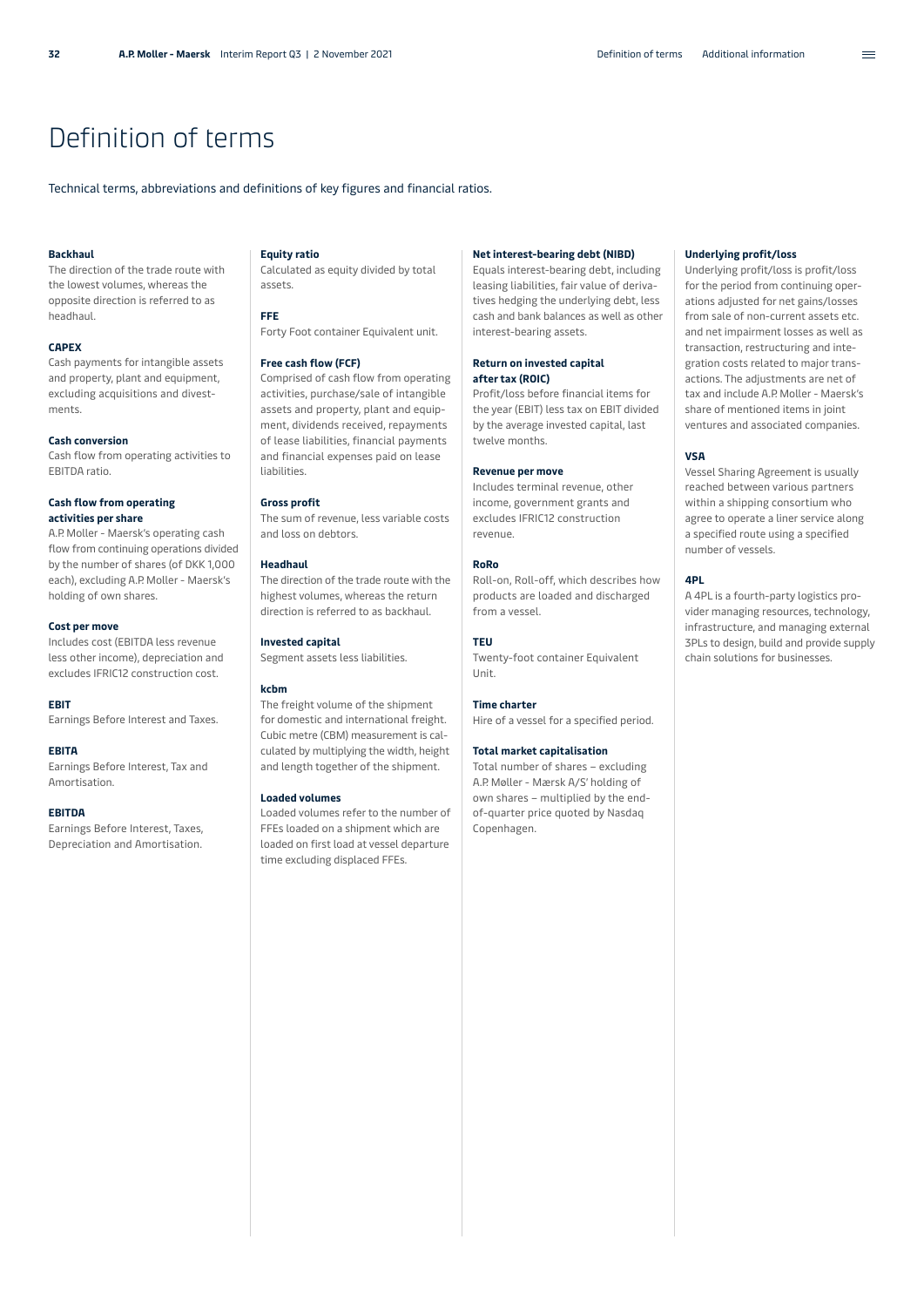# Definition of terms

Technical terms, abbreviations and definitions of key figures and financial ratios.

**Backhaul**
The direction of the trade route with the lowest volumes, whereas the opposite direction is referred to as headhaul.

**CAPEX**
Cash payments for intangible assets and property, plant and equipment, excluding acquisitions and divestments.

**Cash conversion**
Cash flow from operating activities to EBITDA ratio.

**Cash flow from operating activities per share**
A.P. Moller - Maersk's operating cash flow from continuing operations divided by the number of shares (of DKK 1,000 each), excluding A.P. Moller - Maersk's holding of own shares.

**Cost per move**
Includes cost (EBITDA less revenue less other income), depreciation and excludes IFRIC12 construction cost.

**EBIT**
Earnings Before Interest and Taxes.

**EBITA**
Earnings Before Interest, Tax and Amortisation.

**EBITDA**
Earnings Before Interest, Taxes, Depreciation and Amortisation.

**Equity ratio**
Calculated as equity divided by total assets.

**FFE**
Forty Foot container Equivalent unit.

**Free cash flow (FCF)**
Comprised of cash flow from operating activities, purchase/sale of intangible assets and property, plant and equipment, dividends received, repayments of lease liabilities, financial payments and financial expenses paid on lease liabilities.

**Gross profit**
The sum of revenue, less variable costs and loss on debtors.

**Headhaul**
The direction of the trade route with the highest volumes, whereas the return direction is referred to as backhaul.

**Invested capital**
Segment assets less liabilities.

**kcbm**
The freight volume of the shipment for domestic and international freight. Cubic metre (CBM) measurement is calculated by multiplying the width, height and length together of the shipment.

**Loaded volumes**
Loaded volumes refer to the number of FFEs loaded on a shipment which are loaded on first load at vessel departure time excluding displaced FFEs.

**Net interest-bearing debt (NIBD)**
Equals interest-bearing debt, including leasing liabilities, fair value of derivatives hedging the underlying debt, less cash and bank balances as well as other interest-bearing assets.

**Return on invested capital after tax (ROIC)**
Profit/loss before financial items for the year (EBIT) less tax on EBIT divided by the average invested capital, last twelve months.

**Revenue per move**
Includes terminal revenue, other income, government grants and excludes IFRIC12 construction revenue.

**RoRo**
Roll-on, Roll-off, which describes how products are loaded and discharged from a vessel.

**TEU**
Twenty-foot container Equivalent Unit.

**Time charter**
Hire of a vessel for a specified period.

**Total market capitalisation**
Total number of shares – excluding A.P. Møller - Mærsk A/S' holding of own shares – multiplied by the end-of-quarter price quoted by Nasdaq Copenhagen.

**Underlying profit/loss**
Underlying profit/loss is profit/loss for the period from continuing operations adjusted for net gains/losses from sale of non-current assets etc. and net impairment losses as well as transaction, restructuring and integration costs related to major transactions. The adjustments are net of tax and include A.P. Moller - Maersk's share of mentioned items in joint ventures and associated companies.

**VSA**
Vessel Sharing Agreement is usually reached between various partners within a shipping consortium who agree to operate a liner service along a specified route using a specified number of vessels.

**4PL**
A 4PL is a fourth-party logistics provider managing resources, technology, infrastructure, and managing external 3PLs to design, build and provide supply chain solutions for businesses.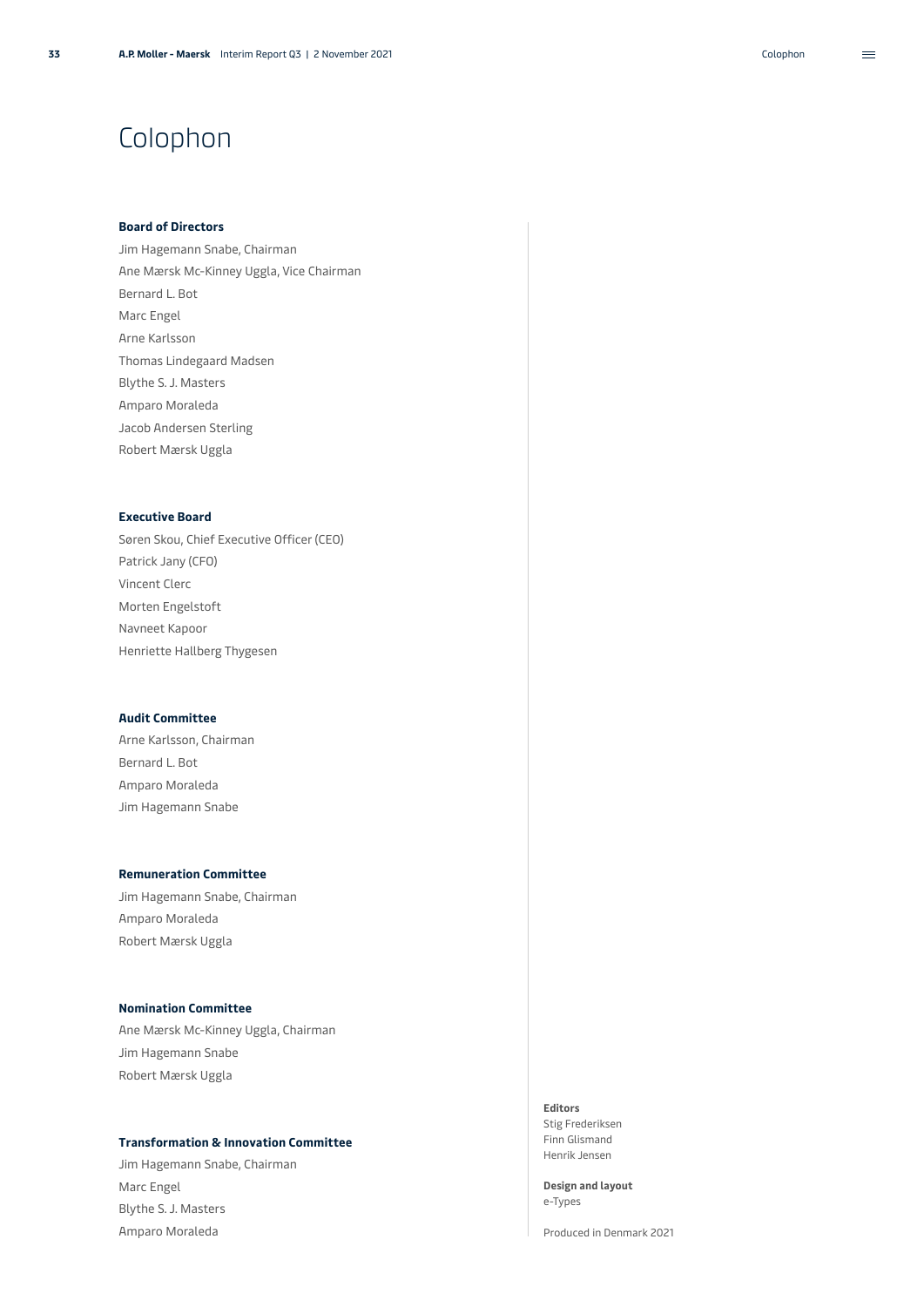# Colophon

**Board of Directors**

Jim Hagemann Snabe, Chairman
Ane Mærsk Mc-Kinney Uggla, Vice Chairman
Bernard L. Bot
Marc Engel
Arne Karlsson
Thomas Lindegaard Madsen
Blythe S. J. Masters
Amparo Moraleda
Jacob Andersen Sterling
Robert Mærsk Uggla

**Executive Board**

Søren Skou, Chief Executive Officer (CEO)
Patrick Jany (CFO)
Vincent Clerc
Morten Engelstoft
Navneet Kapoor
Henriette Hallberg Thygesen

**Audit Committee**

Arne Karlsson, Chairman
Bernard L. Bot
Amparo Moraleda
Jim Hagemann Snabe

**Remuneration Committee**

Jim Hagemann Snabe, Chairman
Amparo Moraleda
Robert Mærsk Uggla

**Nomination Committee**

Ane Mærsk Mc-Kinney Uggla, Chairman
Jim Hagemann Snabe
Robert Mærsk Uggla

**Transformation & Innovation Committee**

Jim Hagemann Snabe, Chairman
Marc Engel
Blythe S. J. Masters
Amparo Moraleda

**Editors**

Stig Frederiksen
Finn Glismand
Henrik Jensen

**Design and layout**

e-Types

Produced in Denmark 2021